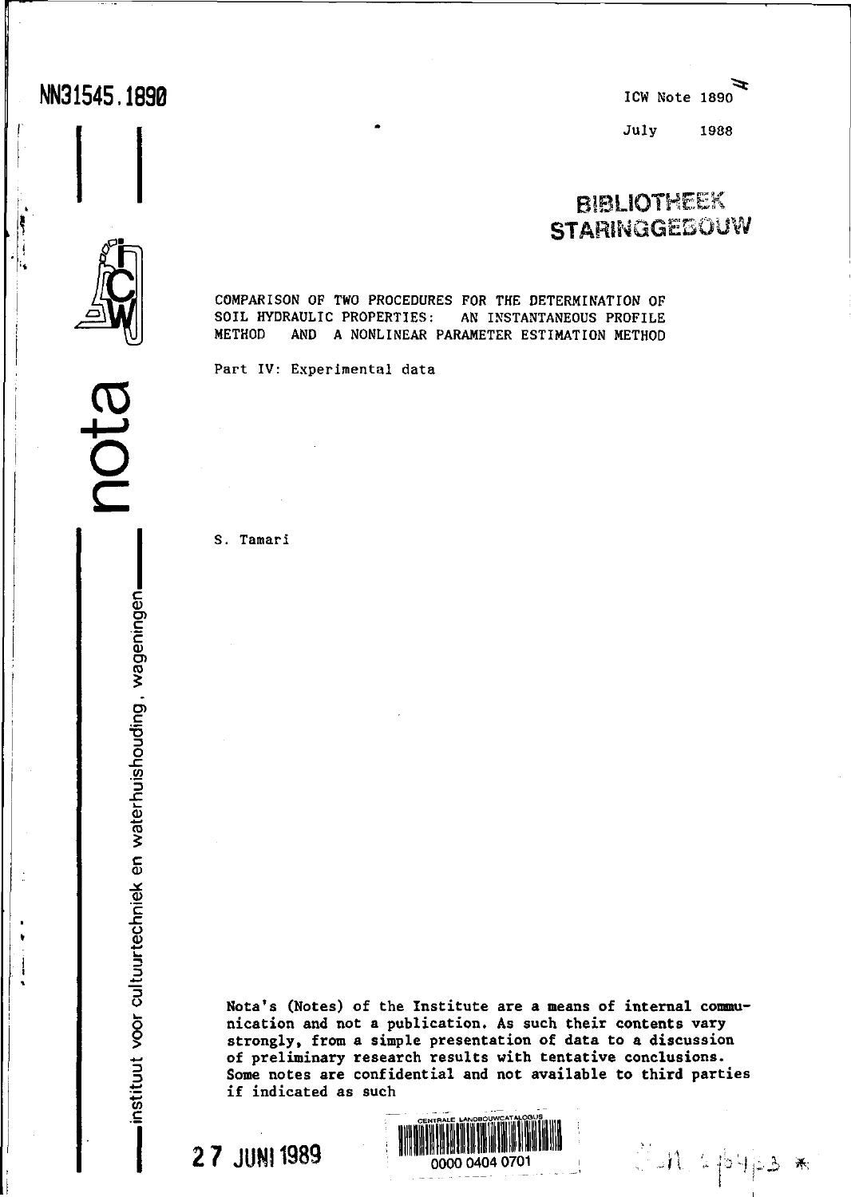NN31545.1890

ICW Note 1890

July 1988

BIBLIOTHEEK STARINGGEBOUW

# COMPARISON OF TWO PROCEDURES FOR THE DETERMINATION OF SOIL HYDRAULIC PROPERTIES: AN INSTANTANEOUS PROFILE METHOD AND A NONLINEAR PARAMETER ESTIMATION METHOD

## Part IV: Experimental data

S. Tamari

nota

instituut voor cultuurtechniek en waterhuishouding, wageningen

**Nota's (Notes) of the Institute are a means of internal communication and not a publication. As such their contents vary strongly, from a simple presentation of data to a discussion of preliminary research results with tentative conclusions. Some notes are confidential and not available to third parties if indicated as such**

27 JUNI 1989

CENTRALE LANDBOUWCATALOGUS

0000 0404 0701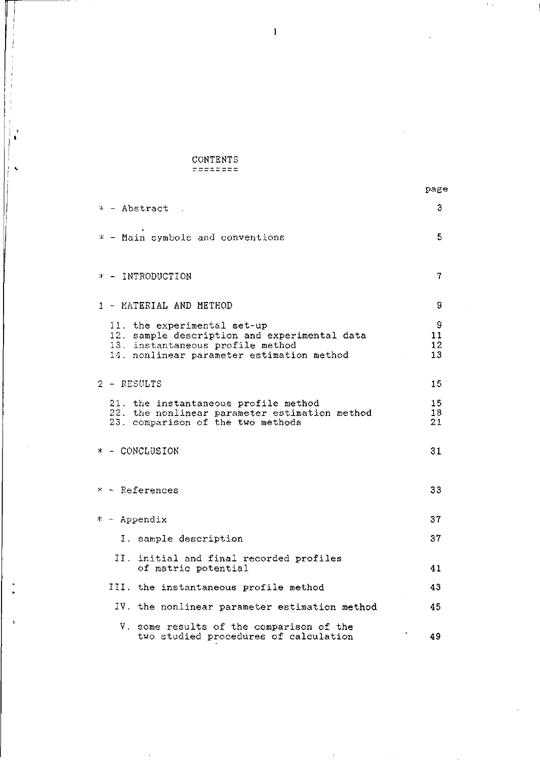# CONTENTS

| | page |
|---|---|
| * - Abstract | 3 |
| * - Main symbols and conventions | 5 |
| * - INTRODUCTION | 7 |
| 1 - MATERIAL AND METHOD | 9 |
| 11. the experimental set-up | 9 |
| 12. sample description and experimental data | 11 |
| 13. instantaneous profile method | 12 |
| 14. nonlinear parameter estimation method | 13 |
| 2 - RESULTS | 15 |
| 21. the instantaneous profile method | 15 |
| 22. the nonlinear parameter estimation method | 18 |
| 23. comparison of the two methods | 21 |
| * - CONCLUSION | 31 |
| * - References | 33 |
| * - Appendix | 37 |
| I. sample description | 37 |
| II. initial and final recorded profiles of matric potential | 41 |
| III. the instantaneous profile method | 43 |
| IV. the nonlinear parameter estimation method | 45 |
| V. some results of the comparison of the two studied procedures of calculation | 49 |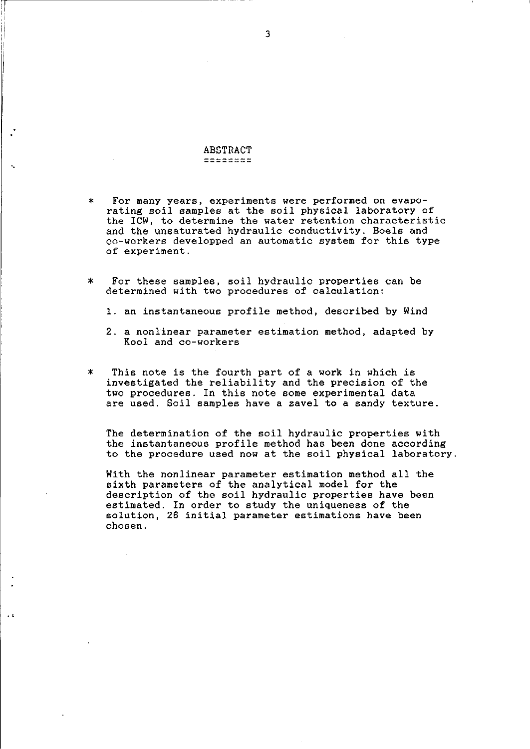# ABSTRACT

* For many years, experiments were performed on evaporating soil samples at the soil physical laboratory of the ICW, to determine the water retention characteristic and the unsaturated hydraulic conductivity. Boels and co-workers developped an automatic system for this type of experiment.

* For these samples, soil hydraulic properties can be determined with two procedures of calculation:

  1. an instantaneous profile method, described by Wind

  2. a nonlinear parameter estimation method, adapted by Kool and co-workers

* This note is the fourth part of a work in which is investigated the reliability and the precision of the two procedures. In this note some experimental data are used. Soil samples have a zavel to a sandy texture.

  The determination of the soil hydraulic properties with the instantaneous profile method has been done according to the procedure used now at the soil physical laboratory.

  With the nonlinear parameter estimation method all the sixth parameters of the analytical model for the description of the soil hydraulic properties have been estimated. In order to study the uniqueness of the solution, 26 initial parameter estimations have been chosen.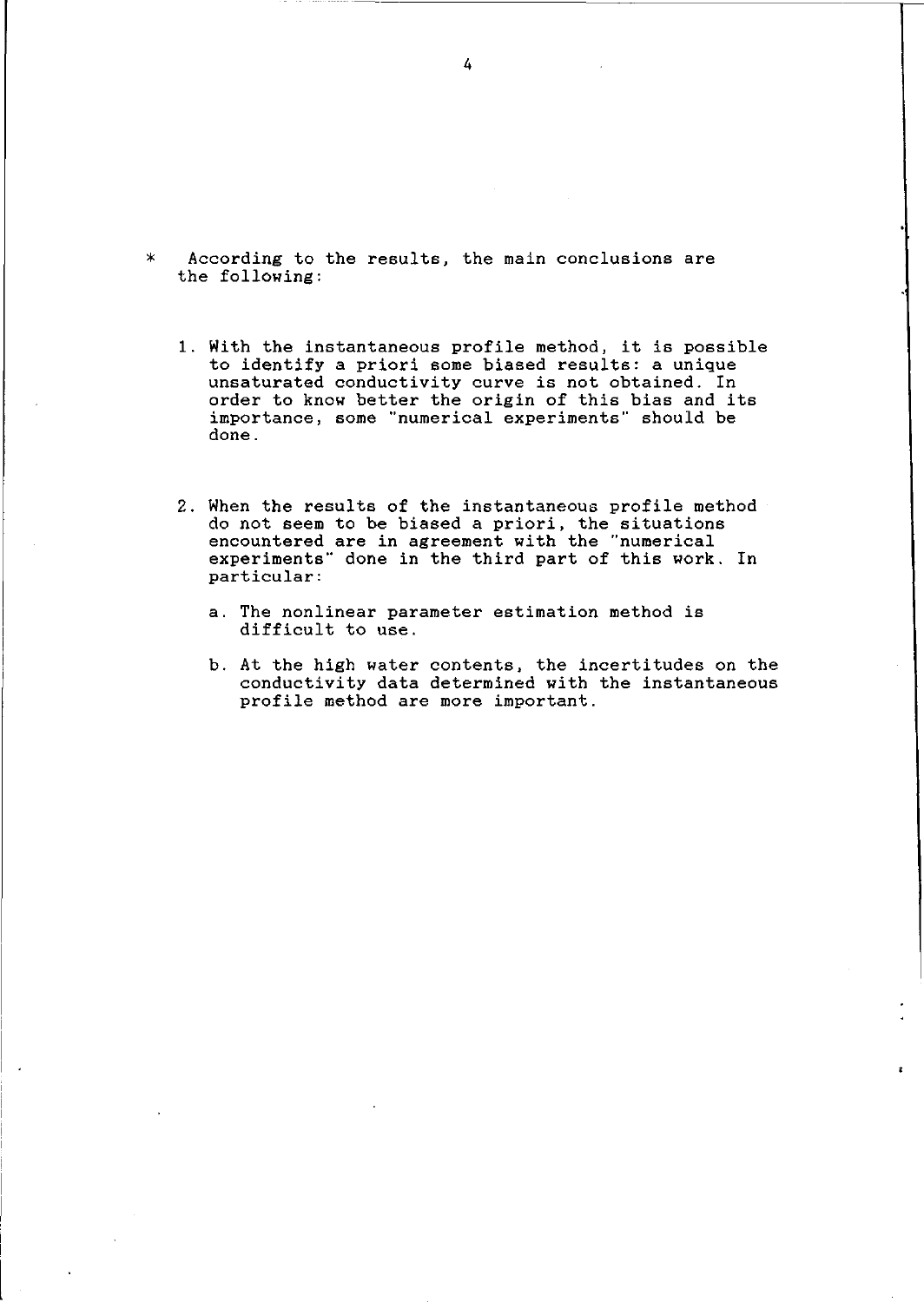* According to the results, the main conclusions are the following:

1. With the instantaneous profile method, it is possible to identify a priori some biased results: a unique unsaturated conductivity curve is not obtained. In order to know better the origin of this bias and its importance, some "numerical experiments" should be done.

2. When the results of the instantaneous profile method do not seem to be biased a priori, the situations encountered are in agreement with the "numerical experiments" done in the third part of this work. In particular:

   a. The nonlinear parameter estimation method is difficult to use.

   b. At the high water contents, the incertitudes on the conductivity data determined with the instantaneous profile method are more important.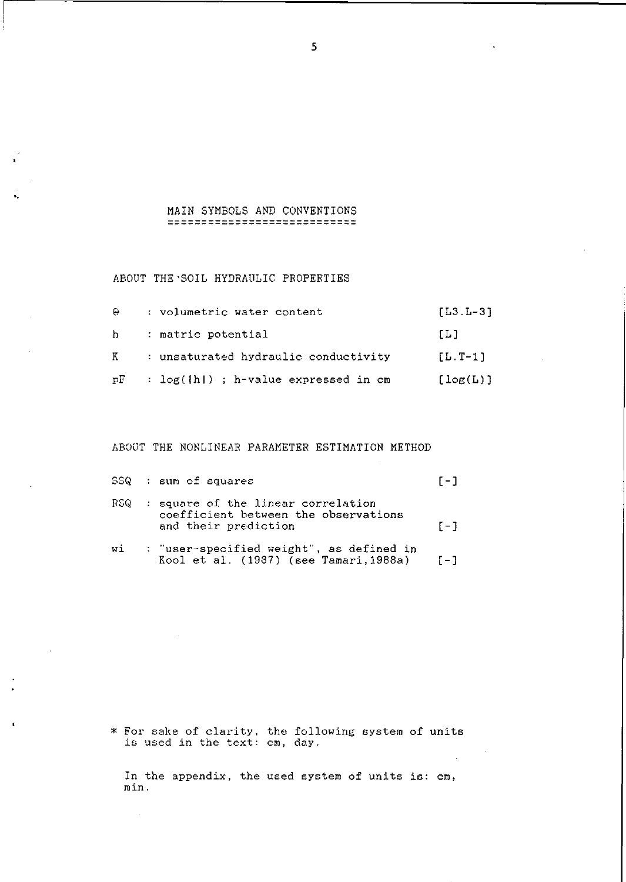# MAIN SYMBOLS AND CONVENTIONS

## ABOUT THE SOIL HYDRAULIC PROPERTIES

| Symbol | Description | Dimension |
|---|---|---|
| $\theta$ | volumetric water content | $[L^3.L^{-3}]$ |
| h | matric potential | [L] |
| K | unsaturated hydraulic conductivity | $[L.T^{-1}]$ |
| pF | log(\|h\|) ; h-value expressed in cm | [log(L)] |

## ABOUT THE NONLINEAR PARAMETER ESTIMATION METHOD

| Symbol | Description | Dimension |
|---|---|---|
| SSQ | sum of squares | [-] |
| RSQ | square of the linear correlation coefficient between the observations and their prediction | [-] |
| wi | "user-specified weight", as defined in Kool et al. (1987) (see Tamari,1988a) | [-] |

\* For sake of clarity, the following system of units is used in the text: cm, day.

In the appendix, the used system of units is: cm, min.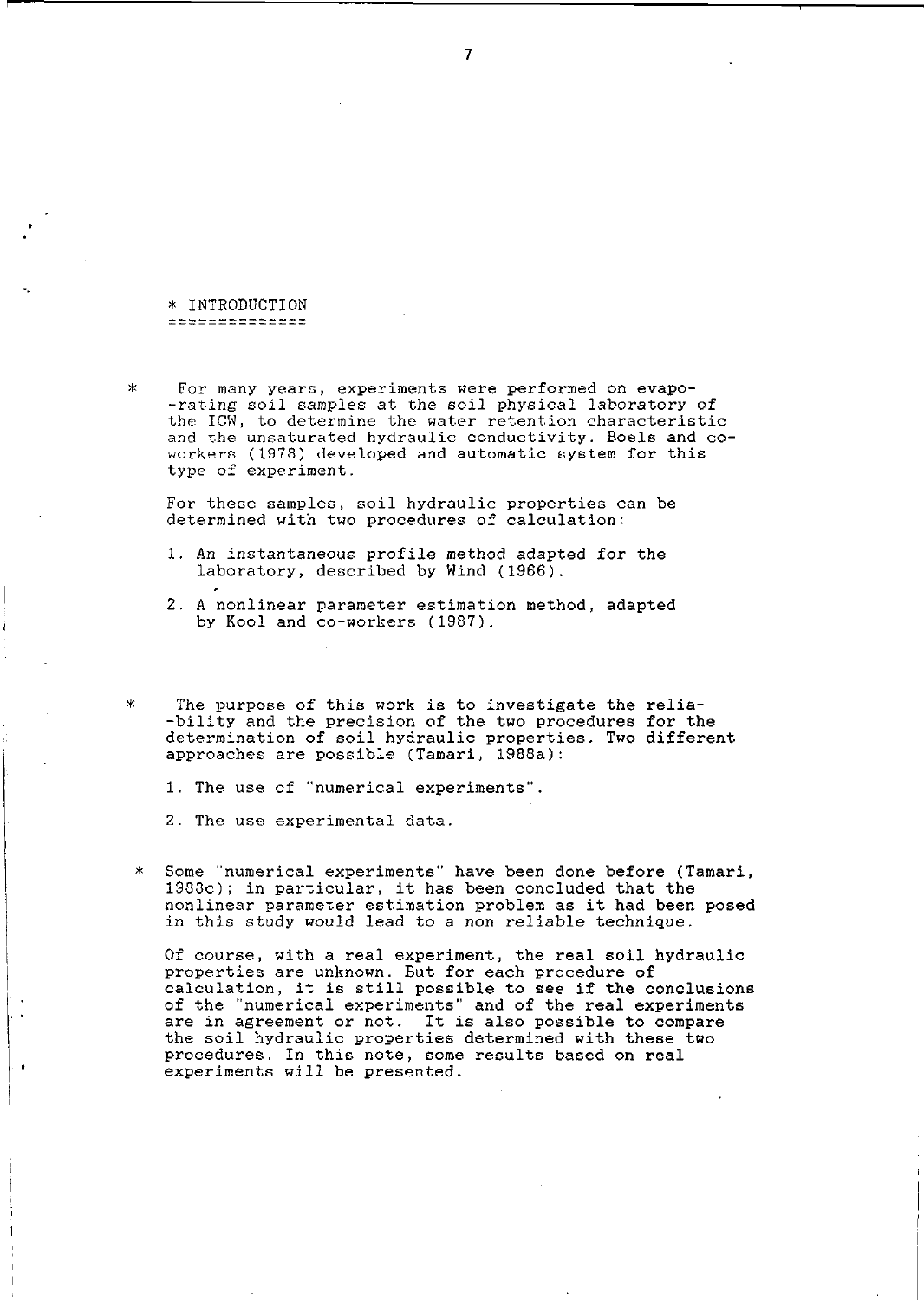# * INTRODUCTION

\* For many years, experiments were performed on evapo- -rating soil samples at the soil physical laboratory of the ICW, to determine the water retention characteristic and the unsaturated hydraulic conductivity. Boels and co-workers (1978) developed and automatic system for this type of experiment.

For these samples, soil hydraulic properties can be determined with two procedures of calculation:

1. An instantaneous profile method adapted for the laboratory, described by Wind (1966).

2. A nonlinear parameter estimation method, adapted by Kool and co-workers (1987).

\* The purpose of this work is to investigate the relia- -bility and the precision of the two procedures for the determination of soil hydraulic properties. Two different approaches are possible (Tamari, 1988a):

1. The use of "numerical experiments".

2. The use experimental data.

\* Some "numerical experiments" have been done before (Tamari, 1988c); in particular, it has been concluded that the nonlinear parameter estimation problem as it had been posed in this study would lead to a non reliable technique.

Of course, with a real experiment, the real soil hydraulic properties are unknown. But for each procedure of calculation, it is still possible to see if the conclusions of the "numerical experiments" and of the real experiments are in agreement or not. It is also possible to compare the soil hydraulic properties determined with these two procedures. In this note, some results based on real experiments will be presented.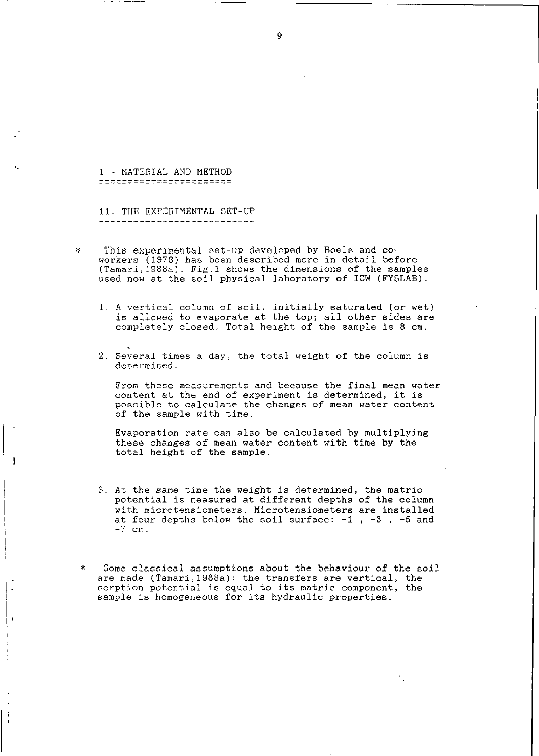# 1 - MATERIAL AND METHOD

## 11. THE EXPERIMENTAL SET-UP

* This experimental set-up developed by Boels and co-workers (1978) has been described more in detail before (Tamari,1988a). Fig.1 shows the dimensions of the samples used now at the soil physical laboratory of ICW (FYSLAB).

1. A vertical column of soil, initially saturated (or wet) is allowed to evaporate at the top; all other sides are completely closed. Total height of the sample is 8 cm.

2. Several times a day, the total weight of the column is determined.

   From these measurements and because the final mean water content at the end of experiment is determined, it is possible to calculate the changes of mean water content of the sample with time.

   Evaporation rate can also be calculated by multiplying these changes of mean water content with time by the total height of the sample.

3. At the same time the weight is determined, the matric potential is measured at different depths of the column with microtensiometers. Microtensiometers are installed at four depths below the soil surface: -1 , -3 , -5 and -7 cm.

* Some classical assumptions about the behaviour of the soil are made (Tamari,1988a): the transfers are vertical, the sorption potential is equal to its matric component, the sample is homogeneous for its hydraulic properties.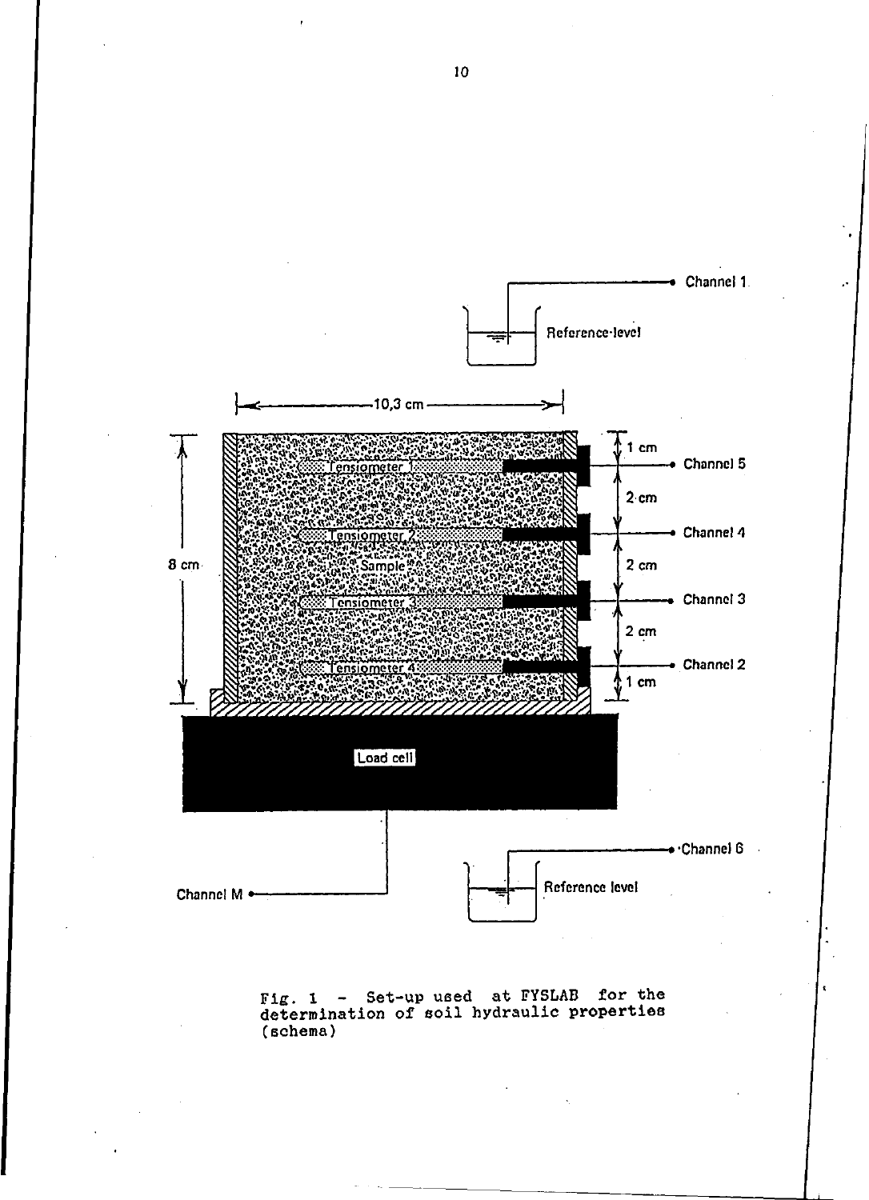Fig. 1 - Set-up used at FYSLAB for the determination of soil hydraulic properties (schema)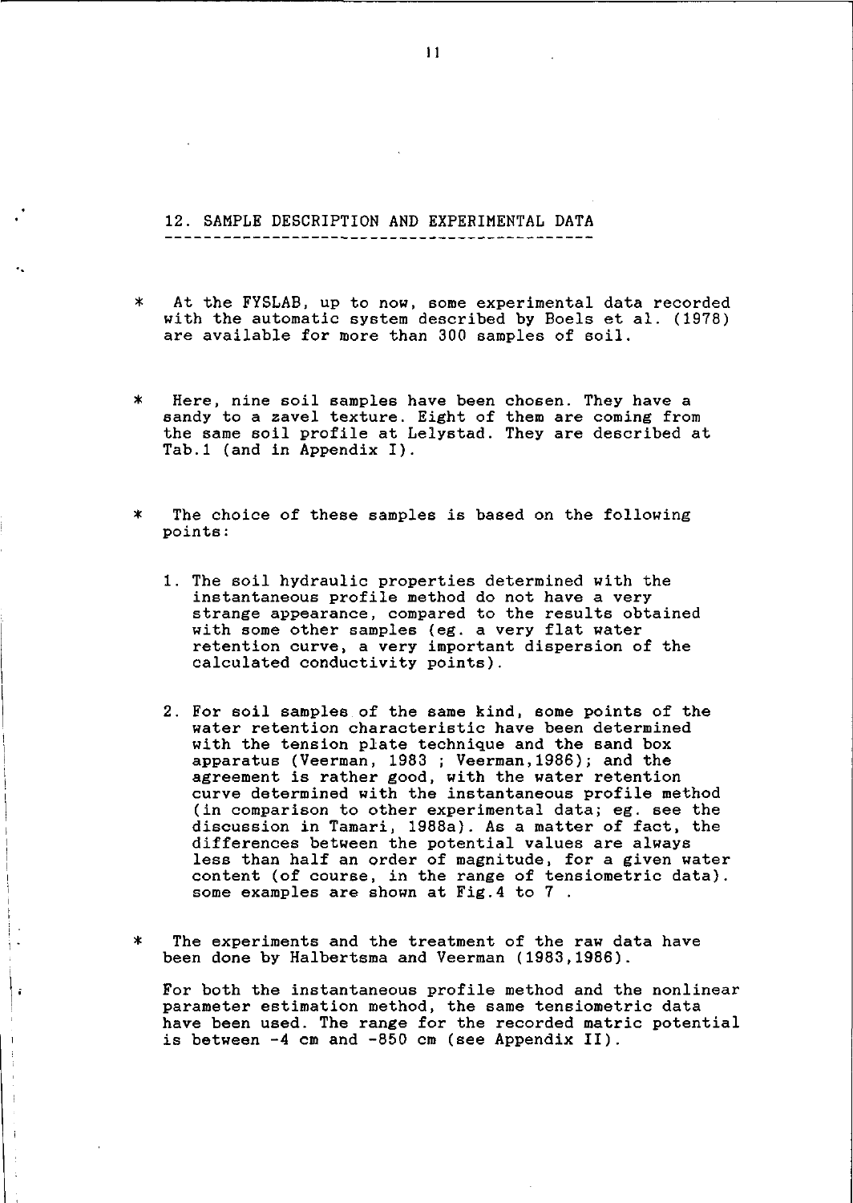## 12. SAMPLE DESCRIPTION AND EXPERIMENTAL DATA

* At the FYSLAB, up to now, some experimental data recorded with the automatic system described by Boels et al. (1978) are available for more than 300 samples of soil.

* Here, nine soil samples have been chosen. They have a sandy to a zavel texture. Eight of them are coming from the same soil profile at Lelystad. They are described at Tab.1 (and in Appendix I).

* The choice of these samples is based on the following points:

  1. The soil hydraulic properties determined with the instantaneous profile method do not have a very strange appearance, compared to the results obtained with some other samples (eg. a very flat water retention curve, a very important dispersion of the calculated conductivity points).

  2. For soil samples of the same kind, some points of the water retention characteristic have been determined with the tension plate technique and the sand box apparatus (Veerman, 1983 ; Veerman,1986); and the agreement is rather good, with the water retention curve determined with the instantaneous profile method (in comparison to other experimental data; eg. see the discussion in Tamari, 1988a). As a matter of fact, the differences between the potential values are always less than half an order of magnitude, for a given water content (of course, in the range of tensiometric data). some examples are shown at Fig.4 to 7 .

* The experiments and the treatment of the raw data have been done by Halbertsma and Veerman (1983,1986).

  For both the instantaneous profile method and the nonlinear parameter estimation method, the same tensiometric data have been used. The range for the recorded matric potential is between -4 cm and -850 cm (see Appendix II).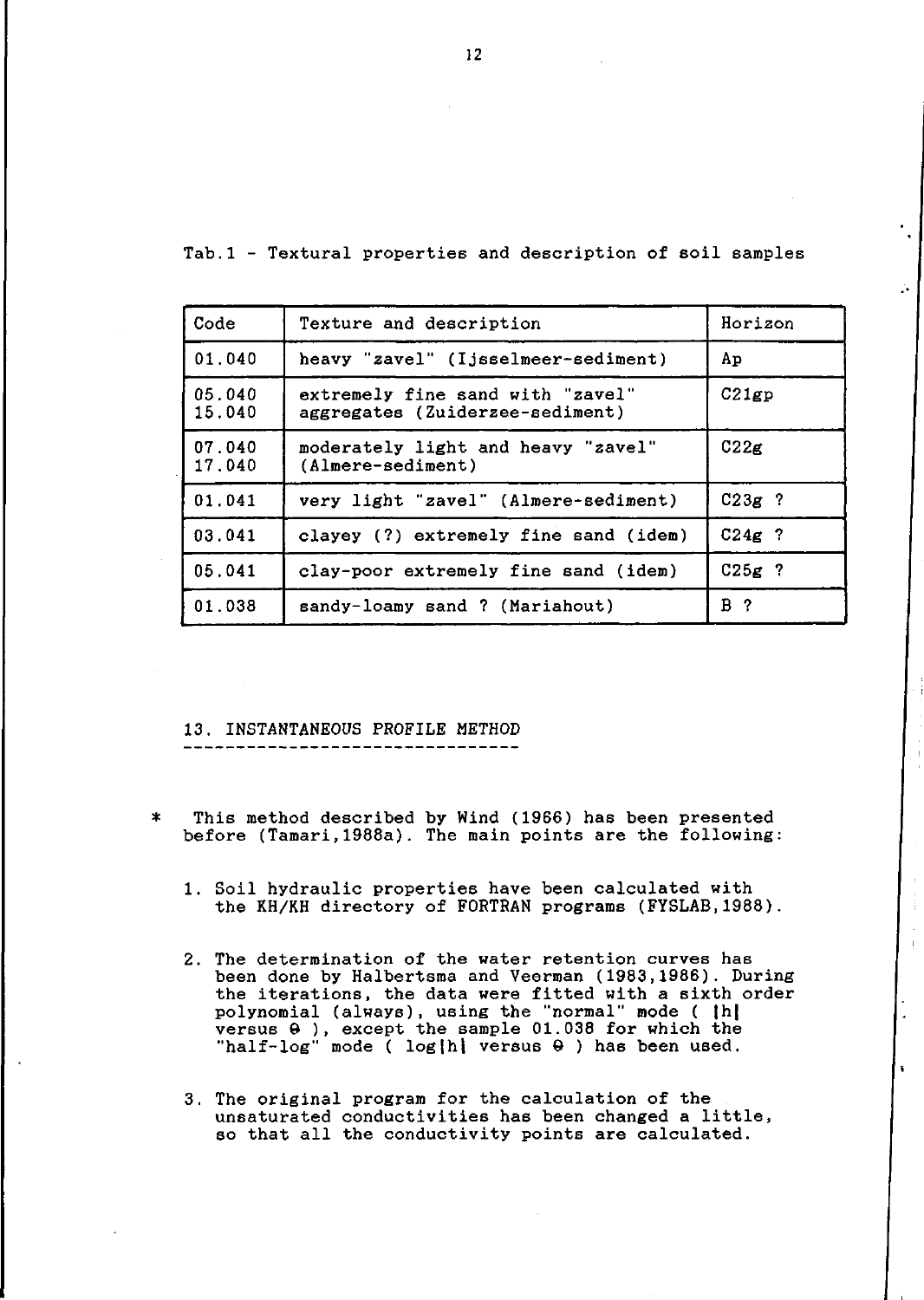Tab.1 - Textural properties and description of soil samples

| Code | Texture and description | Horizon |
|---|---|---|
| 01.040 | heavy "zavel" (Ijsselmeer-sediment) | Ap |
| 05.040<br>15.040 | extremely fine sand with "zavel" aggregates (Zuiderzee-sediment) | C21gp |
| 07.040<br>17.040 | moderately light and heavy "zavel" (Almere-sediment) | C22g |
| 01.041 | very light "zavel" (Almere-sediment) | C23g ? |
| 03.041 | clayey (?) extremely fine sand (idem) | C24g ? |
| 05.041 | clay-poor extremely fine sand (idem) | C25g ? |
| 01.038 | sandy-loamy sand ? (Mariahout) | B ? |

## 13. INSTANTANEOUS PROFILE METHOD

\* This method described by Wind (1966) has been presented before (Tamari,1988a). The main points are the following:

1. Soil hydraulic properties have been calculated with the KH/KH directory of FORTRAN programs (FYSLAB,1988).

2. The determination of the water retention curves has been done by Halbertsma and Veerman (1983,1986). During the iterations, the data were fitted with a sixth order polynomial (always), using the "normal" mode ( $|h|$ versus $\theta$ ), except the sample 01.038 for which the "half-log" mode ( $\log|h|$ versus $\theta$ ) has been used.

3. The original program for the calculation of the unsaturated conductivities has been changed a little, so that all the conductivity points are calculated.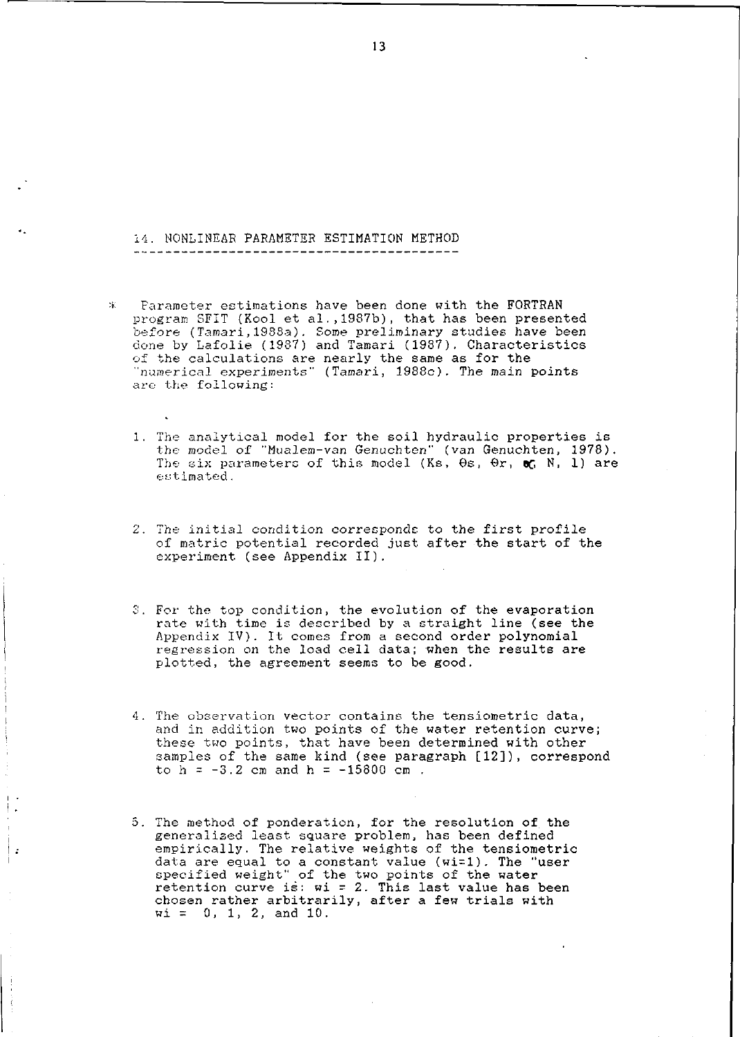## 14. NONLINEAR PARAMETER ESTIMATION METHOD

\* Parameter estimations have been done with the FORTRAN program SFIT (Kool et al.,1987b), that has been presented before (Tamari,1988a). Some preliminary studies have been done by Lafolie (1987) and Tamari (1987). Characteristics of the calculations are nearly the same as for the "numerical experiments" (Tamari, 1988c). The main points are the following:

1. The analytical model for the soil hydraulic properties is the model of "Mualem-van Genuchten" (van Genuchten, 1978). The six parameters of this model (Ks, $\theta s$, $\theta r$, $\alpha$, N, l) are estimated.

2. The initial condition corresponds to the first profile of matric potential recorded just after the start of the experiment (see Appendix II).

3. For the top condition, the evolution of the evaporation rate with time is described by a straight line (see the Appendix IV). It comes from a second order polynomial regression on the load cell data; when the results are plotted, the agreement seems to be good.

4. The observation vector contains the tensiometric data, and in addition two points of the water retention curve; these two points, that have been determined with other samples of the same kind (see paragraph [12]), correspond to h = -3.2 cm and h = -15800 cm .

5. The method of ponderation, for the resolution of the generalized least square problem, has been defined empirically. The relative weights of the tensiometric data are equal to a constant value (wi=1). The "user specified weight" of the two points of the water retention curve is: wi = 2. This last value has been chosen rather arbitrarily, after a few trials with wi = 0, 1, 2, and 10.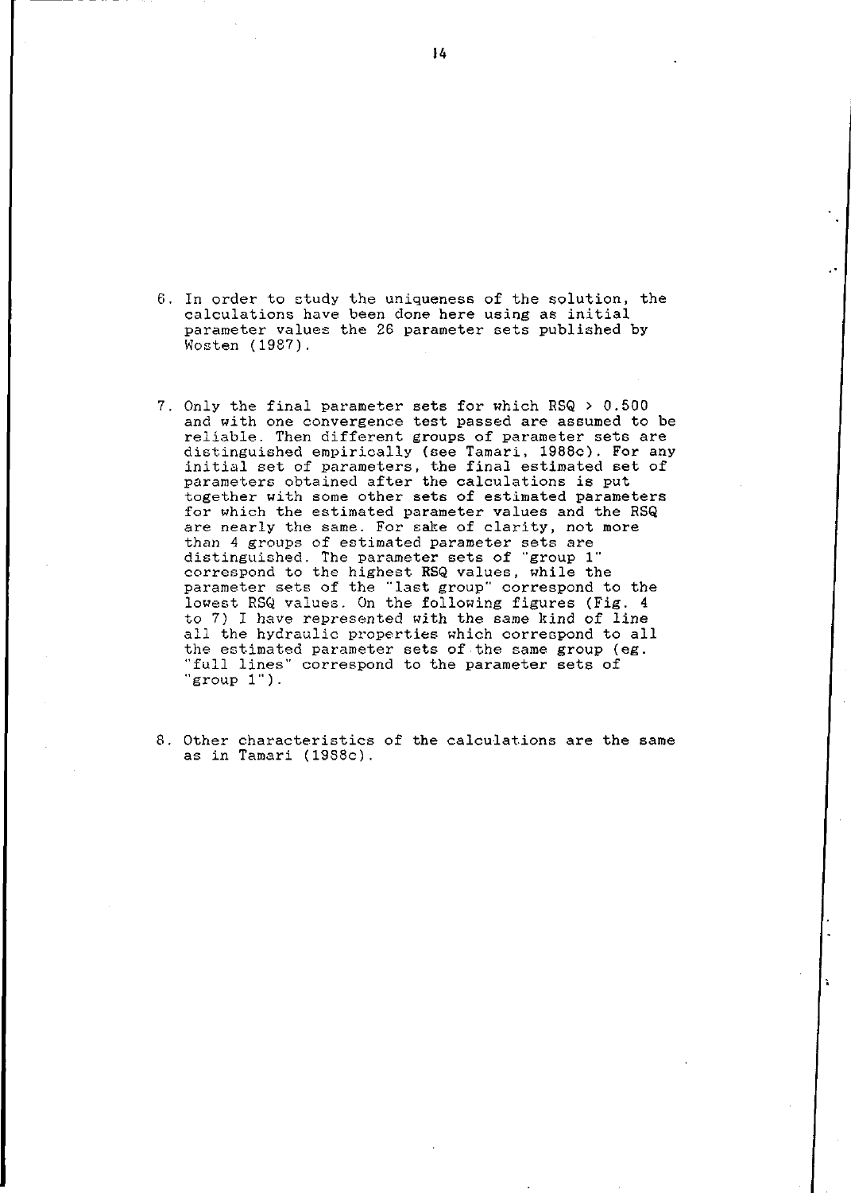6. In order to study the uniqueness of the solution, the calculations have been done here using as initial parameter values the 26 parameter sets published by Wosten (1987).

7. Only the final parameter sets for which RSQ > 0.500 and with one convergence test passed are assumed to be reliable. Then different groups of parameter sets are distinguished empirically (see Tamari, 1988c). For any initial set of parameters, the final estimated set of parameters obtained after the calculations is put together with some other sets of estimated parameters for which the estimated parameter values and the RSQ are nearly the same. For sake of clarity, not more than 4 groups of estimated parameter sets are distinguished. The parameter sets of "group 1" correspond to the highest RSQ values, while the parameter sets of the "last group" correspond to the lowest RSQ values. On the following figures (Fig. 4 to 7) I have represented with the same kind of line all the hydraulic properties which correspond to all the estimated parameter sets of the same group (eg. "full lines" correspond to the parameter sets of "group 1").

8. Other characteristics of the calculations are the same as in Tamari (1988c).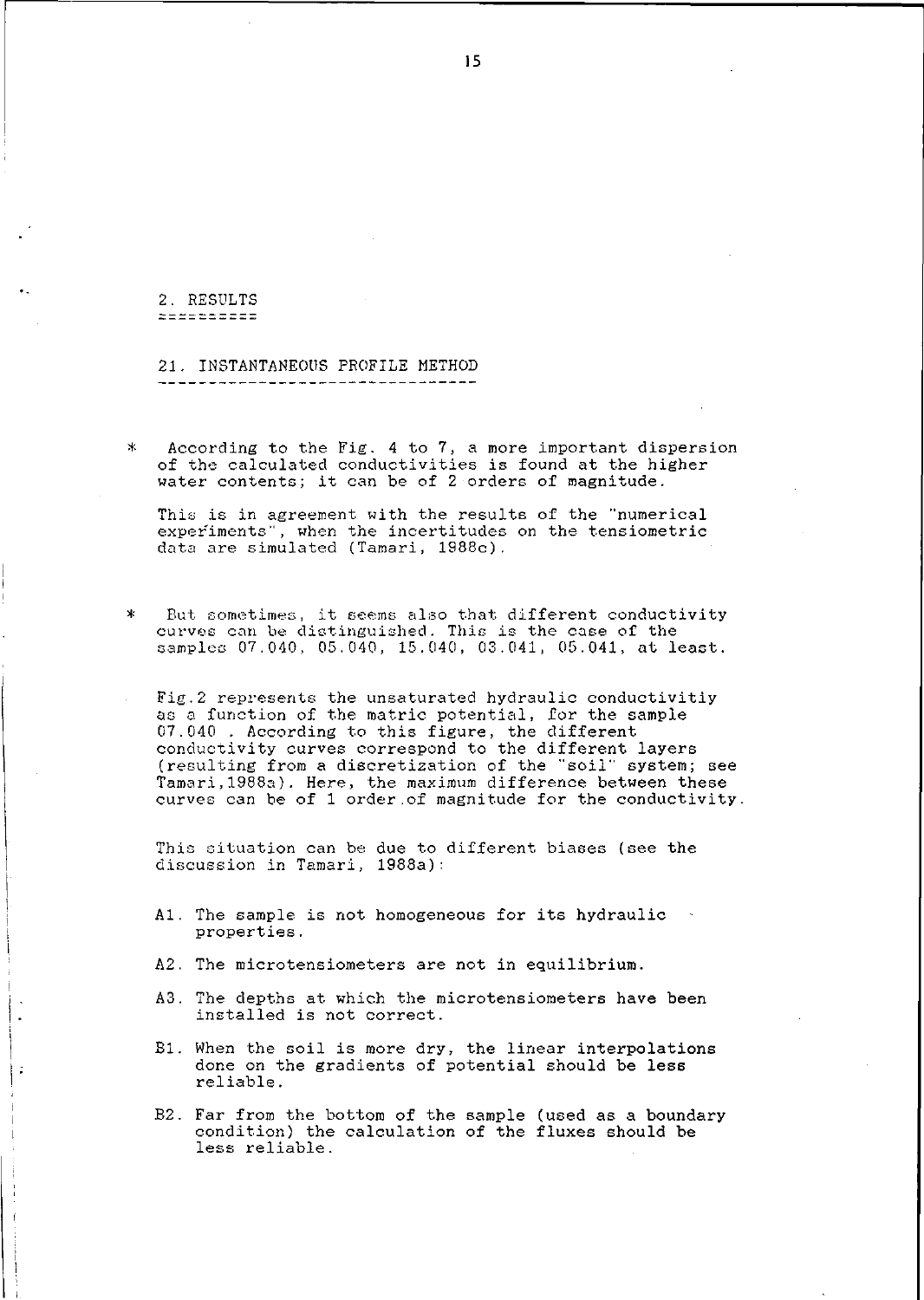# 2. RESULTS

## 21. INSTANTANEOUS PROFILE METHOD

* According to the Fig. 4 to 7, a more important dispersion of the calculated conductivities is found at the higher water contents; it can be of 2 orders of magnitude.

  This is in agreement with the results of the "numerical experiments", when the incertitudes on the tensiometric data are simulated (Tamari, 1988c).

* But sometimes, it seems also that different conductivity curves can be distinguished. This is the case of the samples 07.040, 05.040, 15.040, 03.041, 05.041, at least.

  Fig.2 represents the unsaturated hydraulic conductivitiy as a function of the matric potential, for the sample 07.040 . According to this figure, the different conductivity curves correspond to the different layers (resulting from a discretization of the "soil" system; see Tamari,1988a). Here, the maximum difference between these curves can be of 1 order of magnitude for the conductivity.

  This situation can be due to different biases (see the discussion in Tamari, 1988a):

  A1. The sample is not homogeneous for its hydraulic properties.

  A2. The microtensiometers are not in equilibrium.

  A3. The depths at which the microtensiometers have been installed is not correct.

  B1. When the soil is more dry, the linear interpolations done on the gradients of potential should be less reliable.

  B2. Far from the bottom of the sample (used as a boundary condition) the calculation of the fluxes should be less reliable.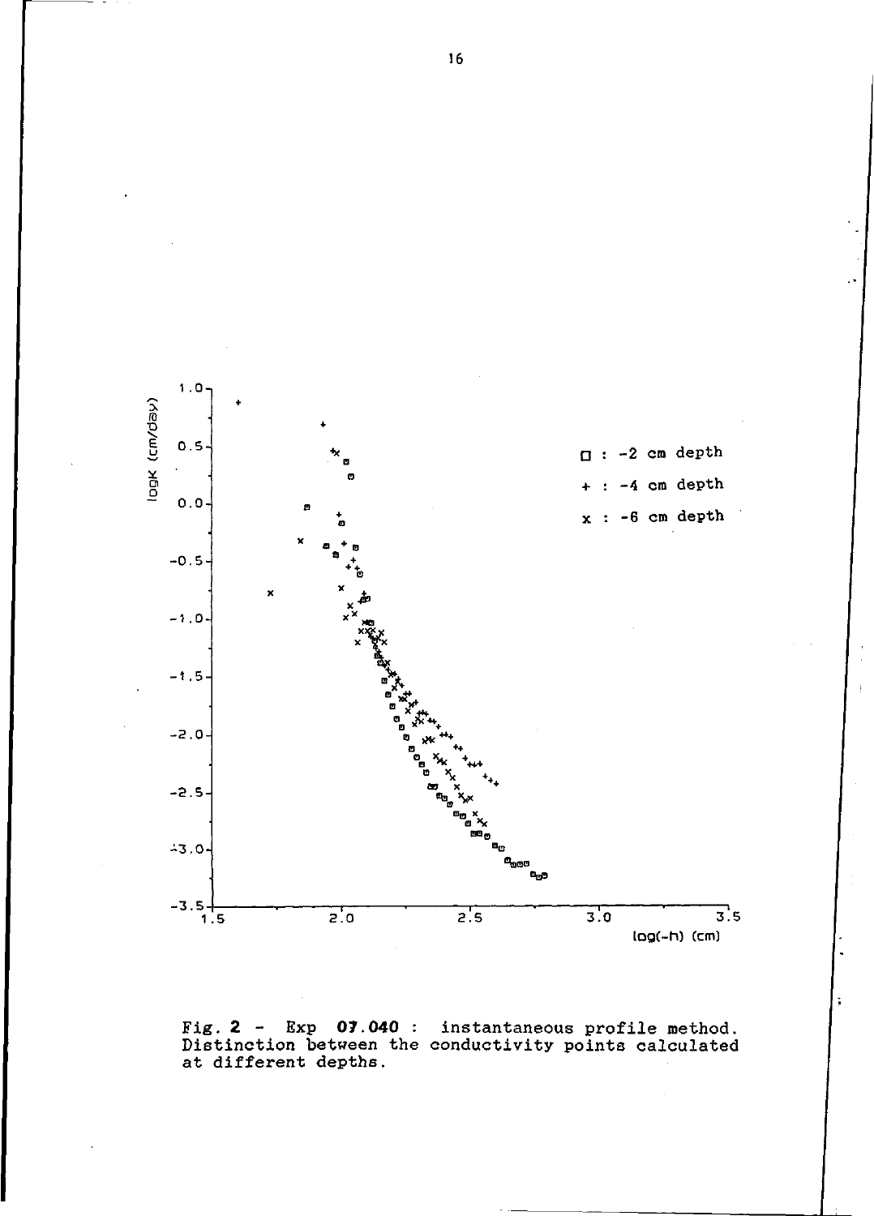Fig. 2 - Exp 07.040 : instantaneous profile method. Distinction between the conductivity points calculated at different depths.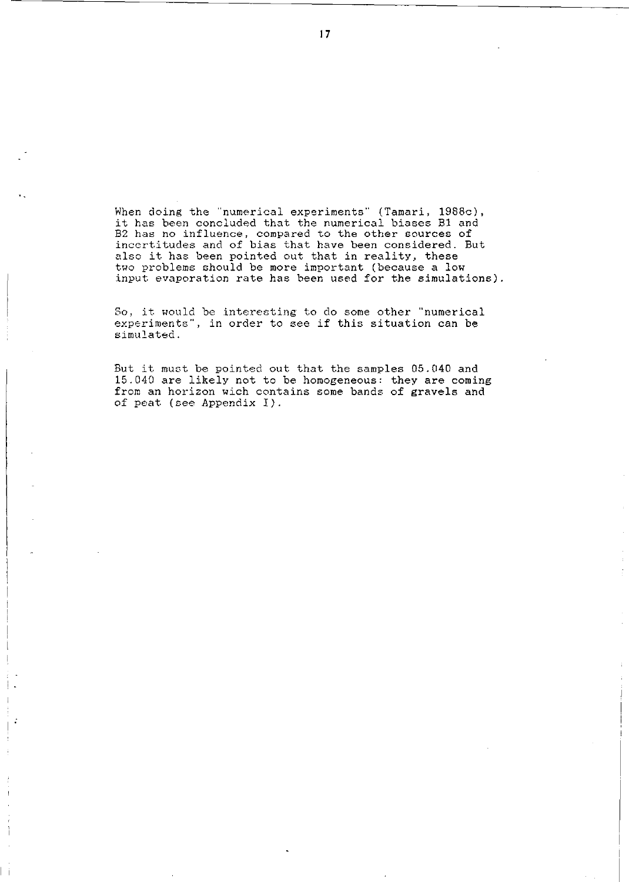When doing the "numerical experiments" (Tamari, 1988c), it has been concluded that the numerical biases B1 and B2 has no influence, compared to the other sources of incertitudes and of bias that have been considered. But also it has been pointed out that in reality, these two problems should be more important (because a low input evaporation rate has been used for the simulations).

So, it would be interesting to do some other "numerical experiments", in order to see if this situation can be simulated.

But it must be pointed out that the samples 05.040 and 15.040 are likely not to be homogeneous: they are coming from an horizon wich contains some bands of gravels and of peat (see Appendix I).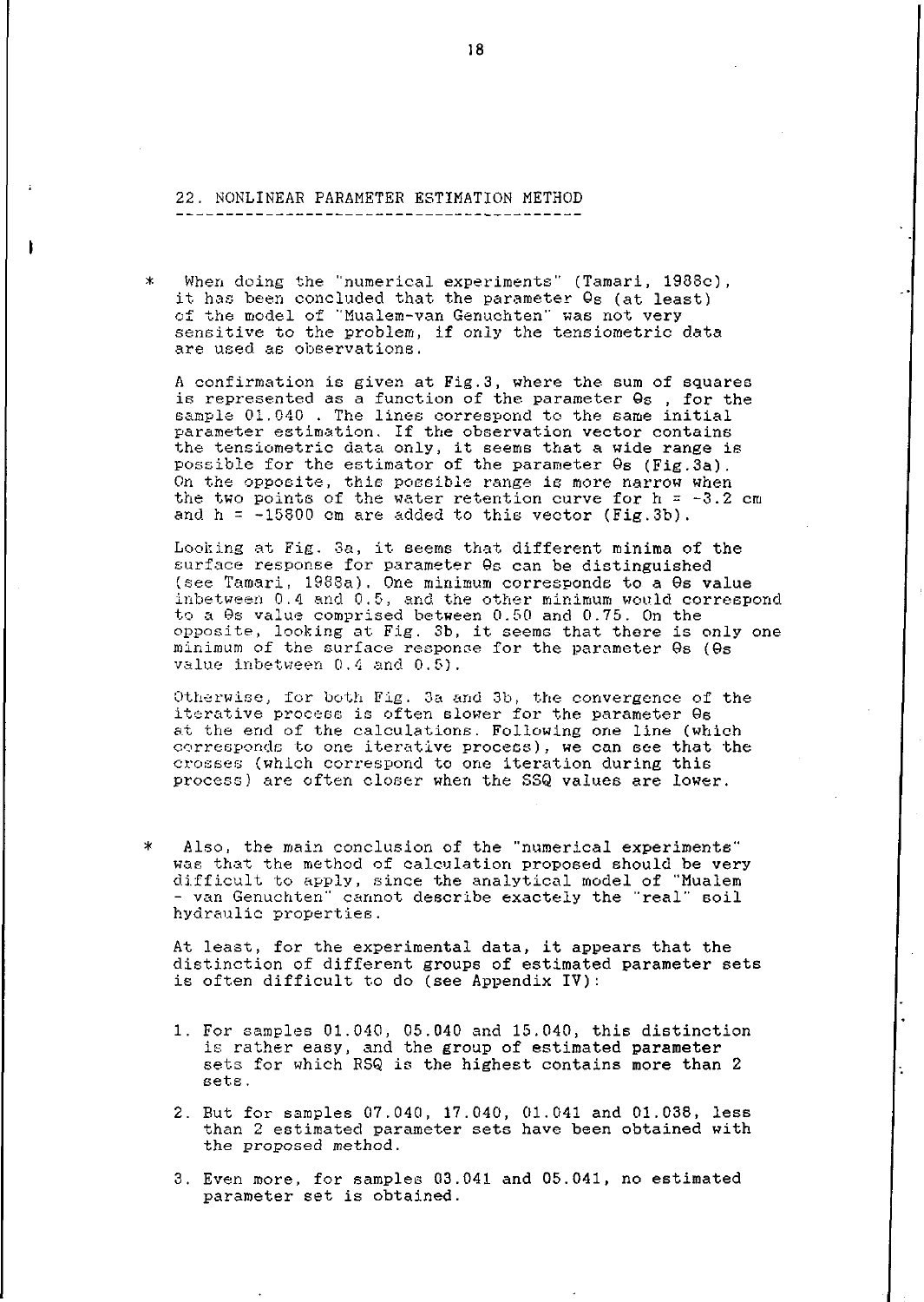## 22. NONLINEAR PARAMETER ESTIMATION METHOD

\* When doing the "numerical experiments" (Tamari, 1988c), it has been concluded that the parameter $\theta s$ (at least) of the model of "Mualem-van Genuchten" was not very sensitive to the problem, if only the tensiometric data are used as observations.

A confirmation is given at Fig.3, where the sum of squares is represented as a function of the parameter $\theta s$ , for the sample 01.040 . The lines correspond to the same initial parameter estimation. If the observation vector contains the tensiometric data only, it seems that a wide range is possible for the estimator of the parameter $\theta s$ (Fig.3a). On the opposite, this possible range is more narrow when the two points of the water retention curve for $h = -3.2$ cm and $h = -15800$ cm are added to this vector (Fig.3b).

Looking at Fig. 3a, it seems that different minima of the surface response for parameter $\theta s$ can be distinguished (see Tamari, 1988a). One minimum corresponds to a $\theta s$ value inbetween 0.4 and 0.5, and the other minimum would correspond to a $\theta s$ value comprised between 0.50 and 0.75. On the opposite, looking at Fig. 3b, it seems that there is only one minimum of the surface response for the parameter $\theta s$ ($\theta s$ value inbetween 0.4 and 0.5).

Otherwise, for both Fig. 3a and 3b, the convergence of the iterative process is often slower for the parameter $\theta s$ at the end of the calculations. Following one line (which corresponds to one iterative process), we can see that the crosses (which correspond to one iteration during this process) are often closer when the SSQ values are lower.

\* Also, the main conclusion of the "numerical experiments" was that the method of calculation proposed should be very difficult to apply, since the analytical model of "Mualem - van Genuchten" cannot describe exactely the "real" soil hydraulic properties.

At least, for the experimental data, it appears that the distinction of different groups of estimated parameter sets is often difficult to do (see Appendix IV):

1. For samples 01.040, 05.040 and 15.040, this distinction is rather easy, and the group of estimated parameter sets for which RSQ is the highest contains more than 2 sets.

2. But for samples 07.040, 17.040, 01.041 and 01.038, less than 2 estimated parameter sets have been obtained with the proposed method.

3. Even more, for samples 03.041 and 05.041, no estimated parameter set is obtained.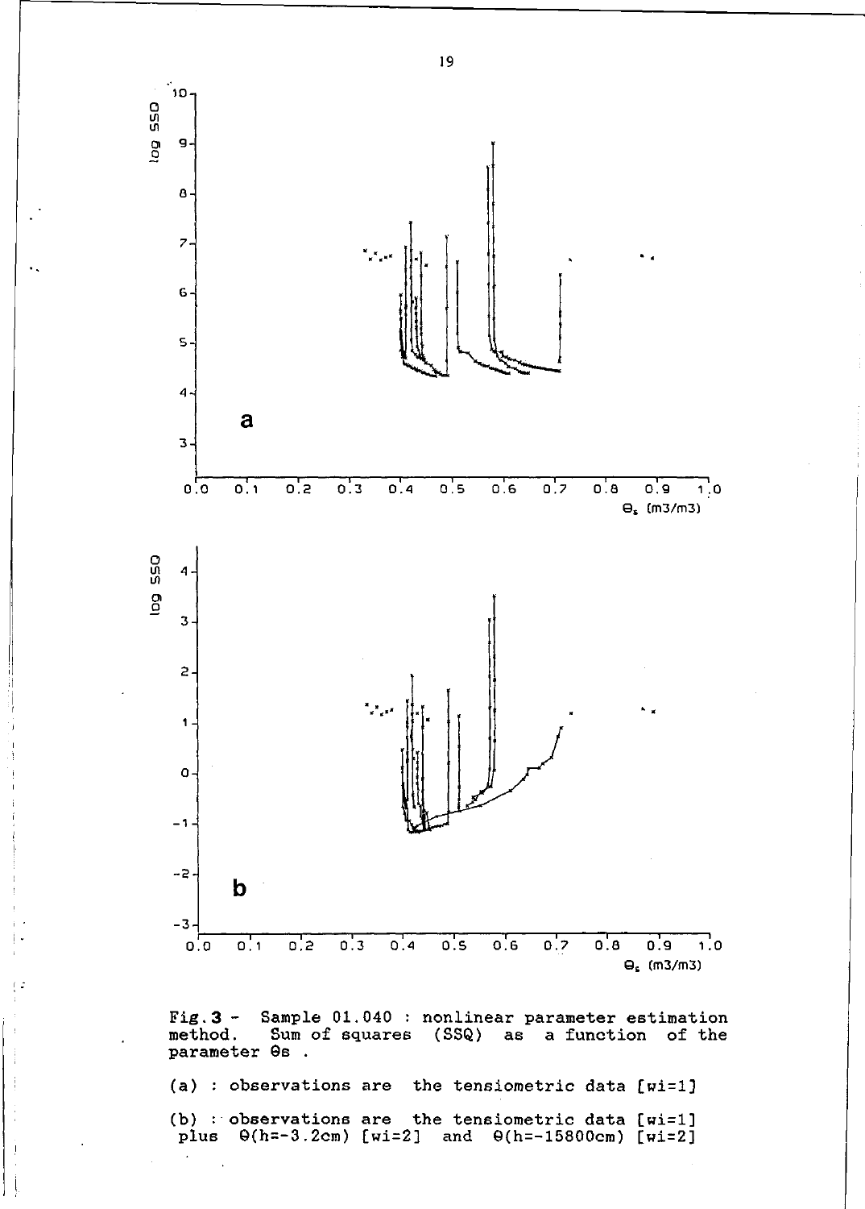Fig. 3 - Sample 01.040 : nonlinear parameter estimation method. Sum of squares (SSQ) as a function of the parameter $\Theta s$ .

(a) : observations are the tensiometric data [wi=1]

(b) : observations are the tensiometric data [wi=1] plus $\Theta$(h=-3.2cm) [wi=2] and $\Theta$(h=-15800cm) [wi=2]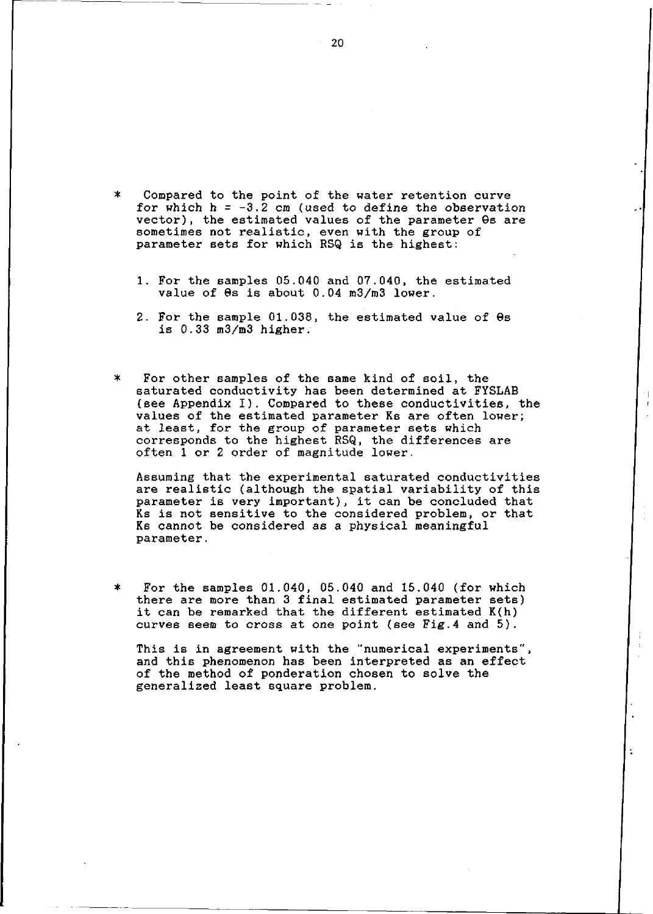* Compared to the point of the water retention curve for which $h = -3.2$ cm (used to define the observation vector), the estimated values of the parameter $\theta s$ are sometimes not realistic, even with the group of parameter sets for which RSQ is the highest:

  1. For the samples 05.040 and 07.040, the estimated value of $\theta s$ is about 0.04 m3/m3 lower.

  2. For the sample 01.038, the estimated value of $\theta s$ is 0.33 m3/m3 higher.

* For other samples of the same kind of soil, the saturated conductivity has been determined at FYSLAB (see Appendix I). Compared to these conductivities, the values of the estimated parameter Ks are often lower; at least, for the group of parameter sets which corresponds to the highest RSQ, the differences are often 1 or 2 order of magnitude lower.

  Assuming that the experimental saturated conductivities are realistic (although the spatial variability of this parameter is very important), it can be concluded that Ks is not sensitive to the considered problem, or that Ks cannot be considered as a physical meaningful parameter.

* For the samples 01.040, 05.040 and 15.040 (for which there are more than 3 final estimated parameter sets) it can be remarked that the different estimated K(h) curves seem to cross at one point (see Fig.4 and 5).

  This is in agreement with the "numerical experiments", and this phenomenon has been interpreted as an effect of the method of ponderation chosen to solve the generalized least square problem.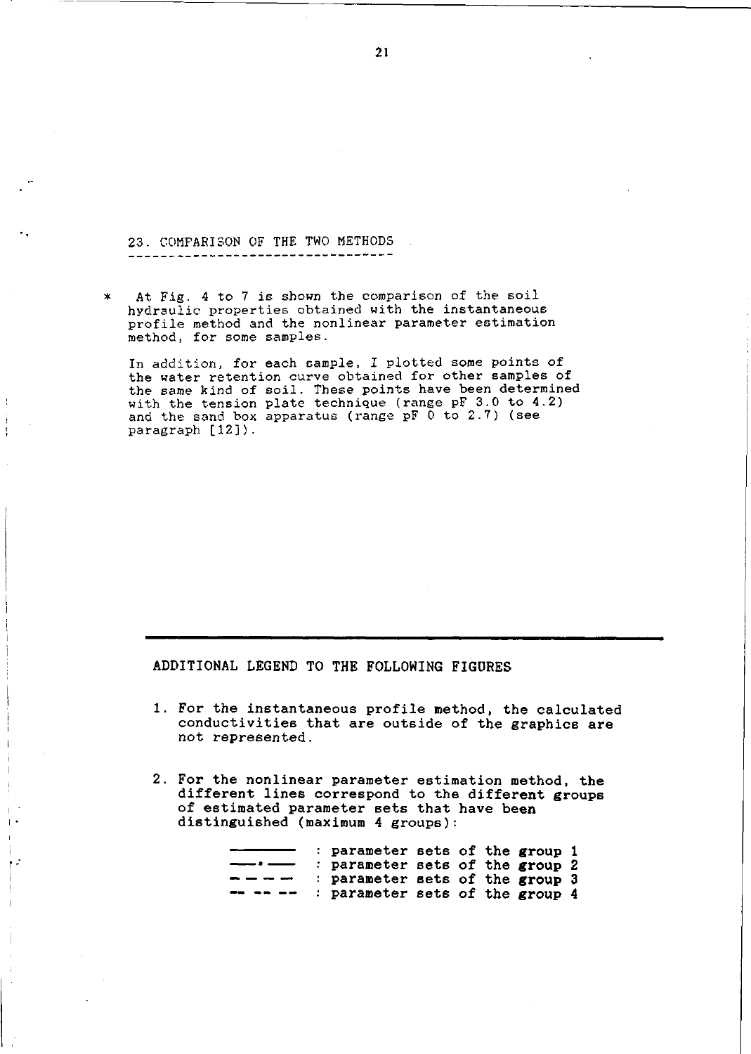## 23. COMPARISON OF THE TWO METHODS

\* At Fig. 4 to 7 is shown the comparison of the soil hydraulic properties obtained with the instantaneous profile method and the nonlinear parameter estimation method, for some samples.

In addition, for each sample, I plotted some points of the water retention curve obtained for other samples of the same kind of soil. These points have been determined with the tension plate technique (range pF 3.0 to 4.2) and the sand box apparatus (range pF 0 to 2.7) (see paragraph [12]).

---

### ADDITIONAL LEGEND TO THE FOLLOWING FIGURES

1. For the instantaneous profile method, the calculated conductivities that are outside of the graphics are not represented.

2. For the nonlinear parameter estimation method, the different lines correspond to the different groups of estimated parameter sets that have been distinguished (maximum 4 groups):

| Line | Meaning |
|---|---|
| ———— (solid) | parameter sets of the group 1 |
| —·— (dash-dot) | parameter sets of the group 2 |
| – – – – (dashed) | parameter sets of the group 3 |
| -- -- -- (short dashes) | parameter sets of the group 4 |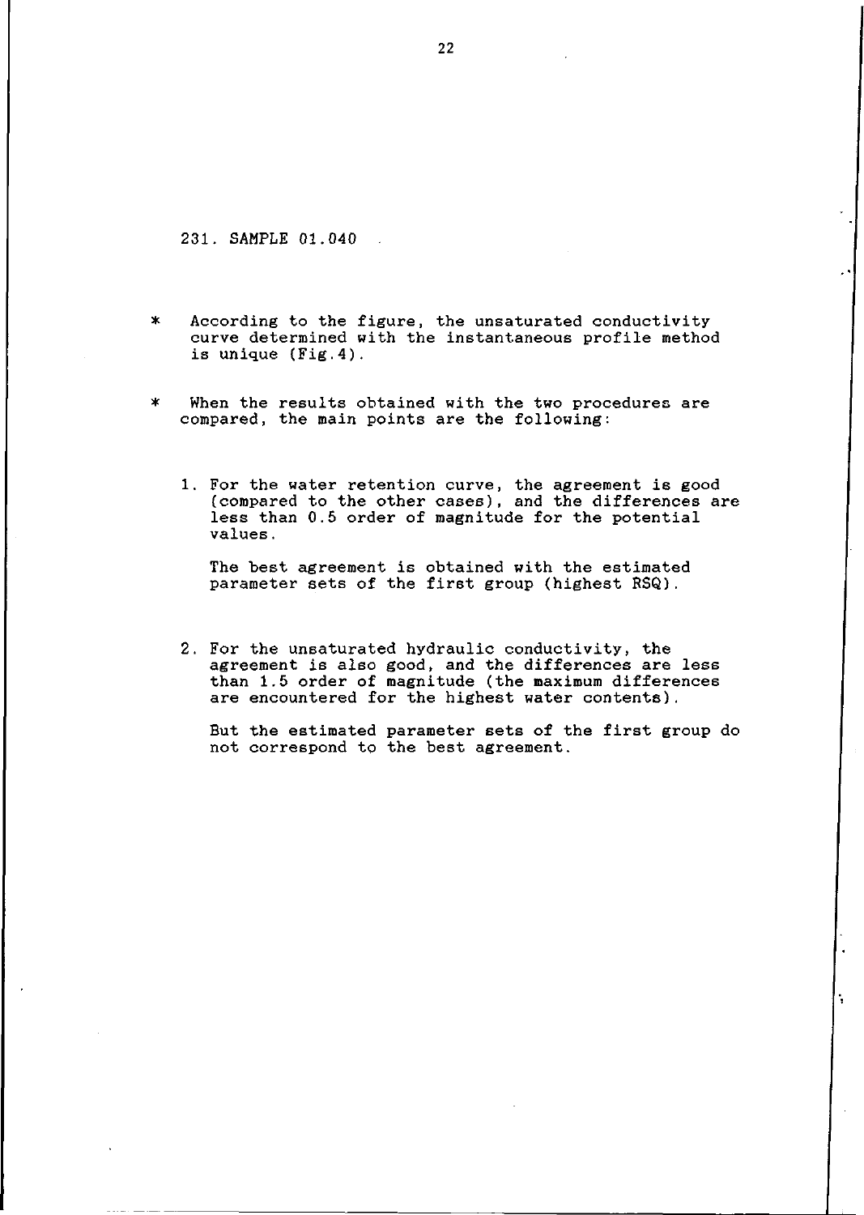### 231. SAMPLE 01.040

* According to the figure, the unsaturated conductivity curve determined with the instantaneous profile method is unique (Fig.4).

* When the results obtained with the two procedures are compared, the main points are the following:

   1. For the water retention curve, the agreement is good (compared to the other cases), and the differences are less than 0.5 order of magnitude for the potential values.

      The best agreement is obtained with the estimated parameter sets of the first group (highest RSQ).

   2. For the unsaturated hydraulic conductivity, the agreement is also good, and the differences are less than 1.5 order of magnitude (the maximum differences are encountered for the highest water contents).

      But the estimated parameter sets of the first group do not correspond to the best agreement.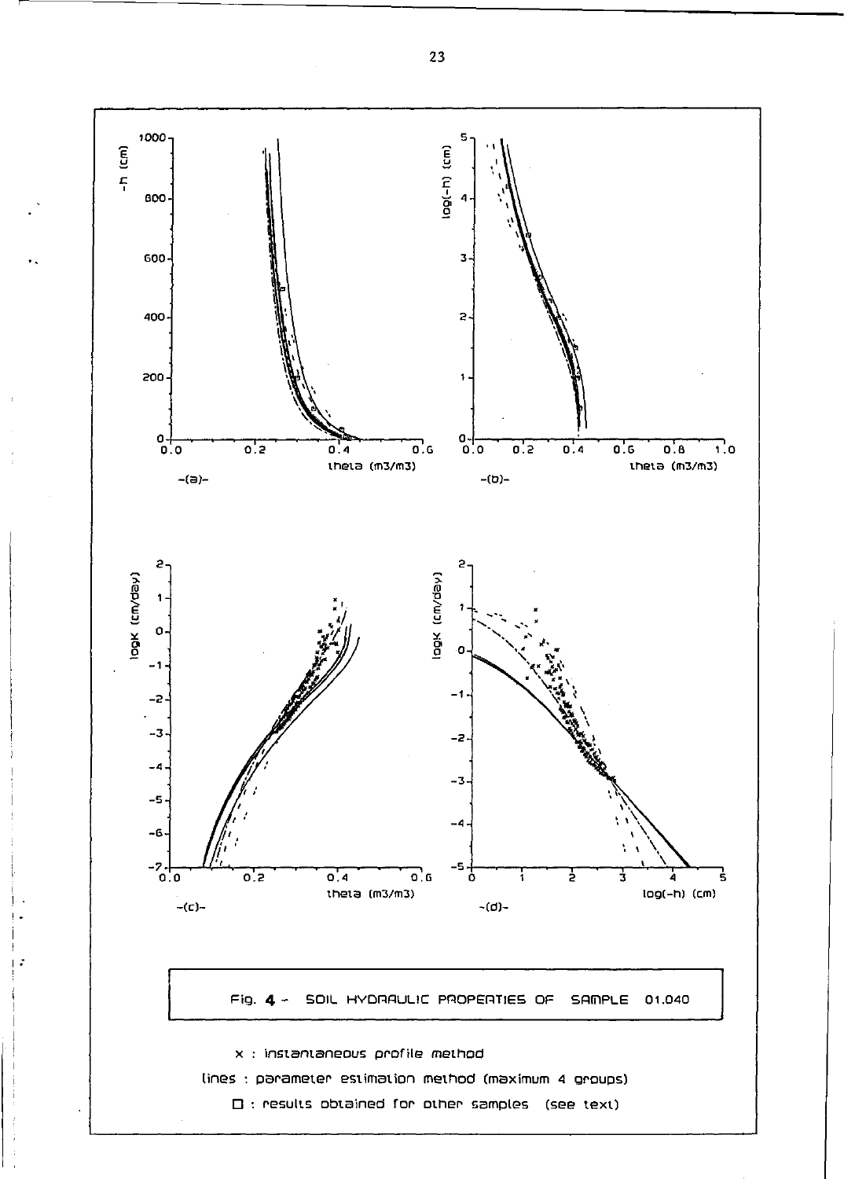Fig. 4 - SOIL HYDRAULIC PROPERTIES OF SAMPLE 01.040

x : instantaneous profile method

lines : parameter estimation method (maximum 4 groups)

□ : results obtained for other samples (see text)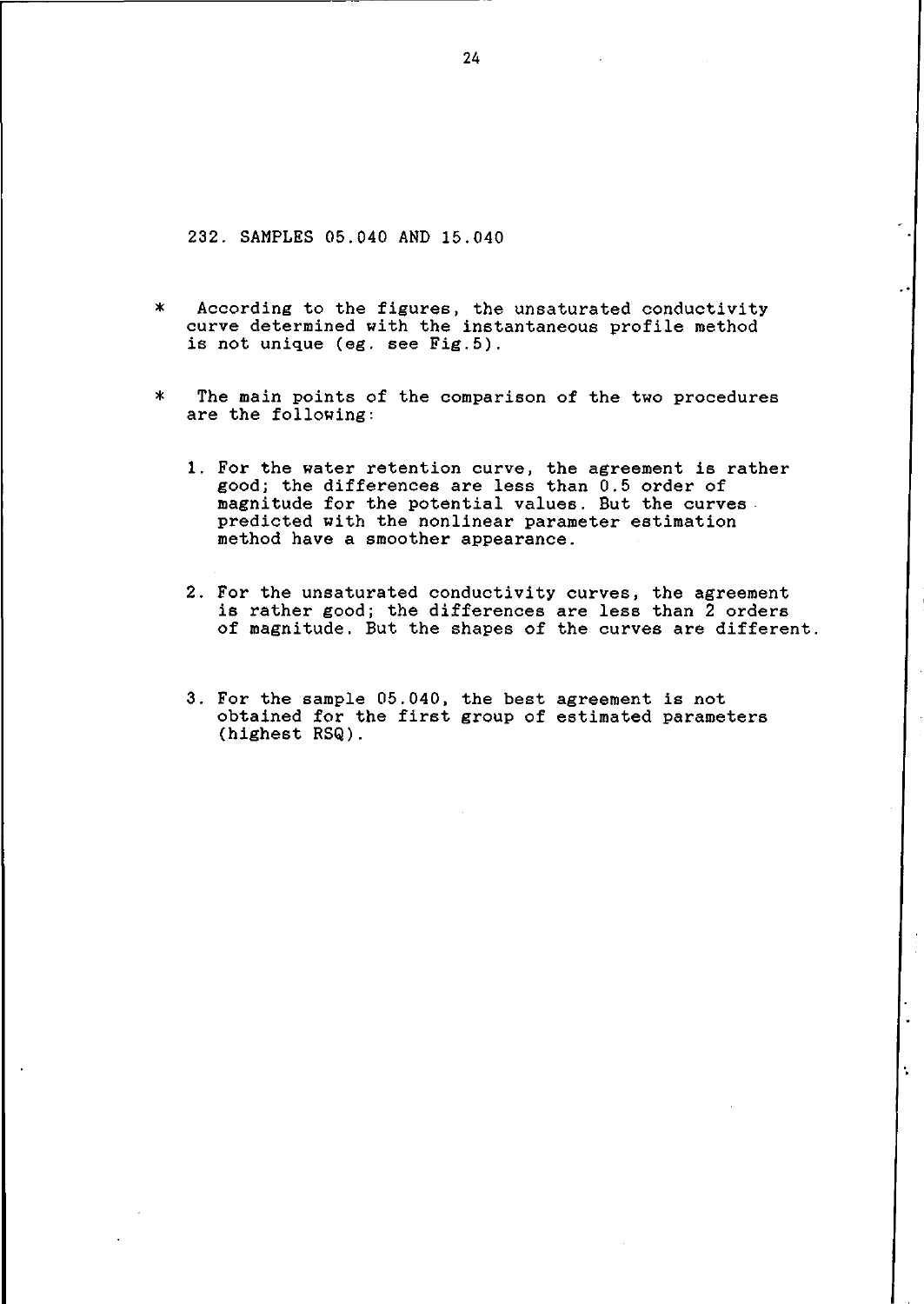### 232. SAMPLES 05.040 AND 15.040

* According to the figures, the unsaturated conductivity curve determined with the instantaneous profile method is not unique (eg. see Fig.5).

* The main points of the comparison of the two procedures are the following:

  1. For the water retention curve, the agreement is rather good; the differences are less than 0.5 order of magnitude for the potential values. But the curves predicted with the nonlinear parameter estimation method have a smoother appearance.

  2. For the unsaturated conductivity curves, the agreement is rather good; the differences are less than 2 orders of magnitude. But the shapes of the curves are different.

  3. For the sample 05.040, the best agreement is not obtained for the first group of estimated parameters (highest RSQ).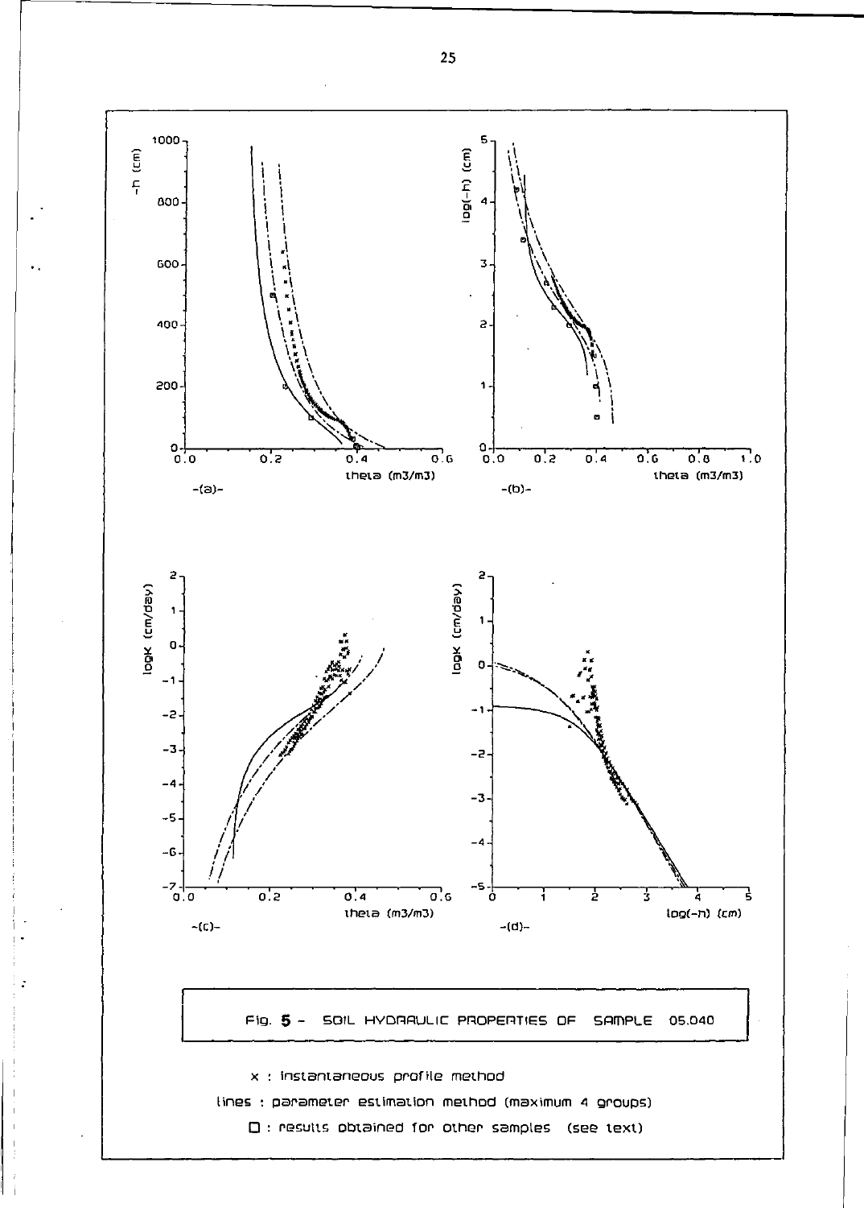Fig. 5 - SOIL HYDRAULIC PROPERTIES OF SAMPLE 05.040

x : instantaneous profile method

lines : parameter estimation method (maximum 4 groups)

□ : results obtained for other samples (see text)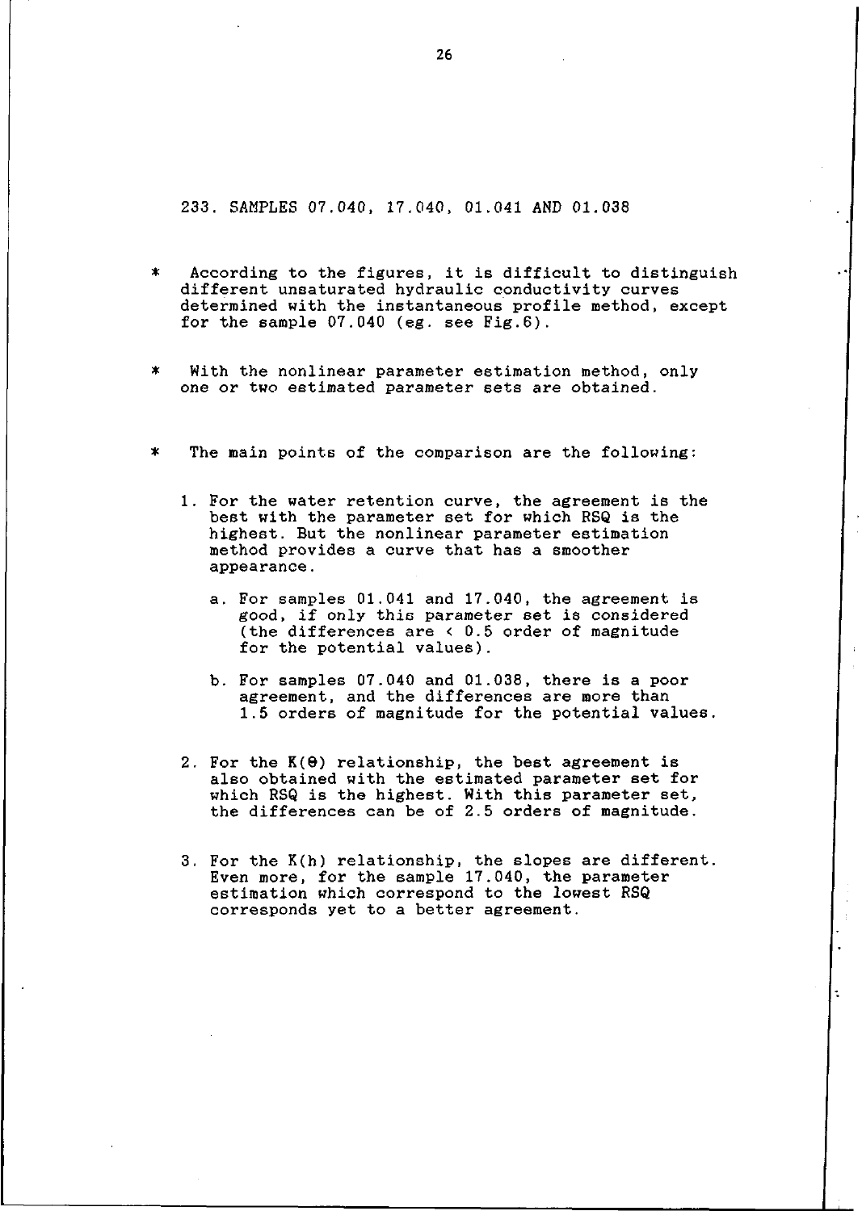### 233. SAMPLES 07.040, 17.040, 01.041 AND 01.038

- According to the figures, it is difficult to distinguish different unsaturated hydraulic conductivity curves determined with the instantaneous profile method, except for the sample 07.040 (eg. see Fig.6).

- With the nonlinear parameter estimation method, only one or two estimated parameter sets are obtained.

- The main points of the comparison are the following:

  1. For the water retention curve, the agreement is the best with the parameter set for which RSQ is the highest. But the nonlinear parameter estimation method provides a curve that has a smoother appearance.

     a. For samples 01.041 and 17.040, the agreement is good, if only this parameter set is considered (the differences are < 0.5 order of magnitude for the potential values).

     b. For samples 07.040 and 01.038, there is a poor agreement, and the differences are more than 1.5 orders of magnitude for the potential values.

  2. For the $K(\theta)$ relationship, the best agreement is also obtained with the estimated parameter set for which RSQ is the highest. With this parameter set, the differences can be of 2.5 orders of magnitude.

  3. For the $K(h)$ relationship, the slopes are different. Even more, for the sample 17.040, the parameter estimation which correspond to the lowest RSQ corresponds yet to a better agreement.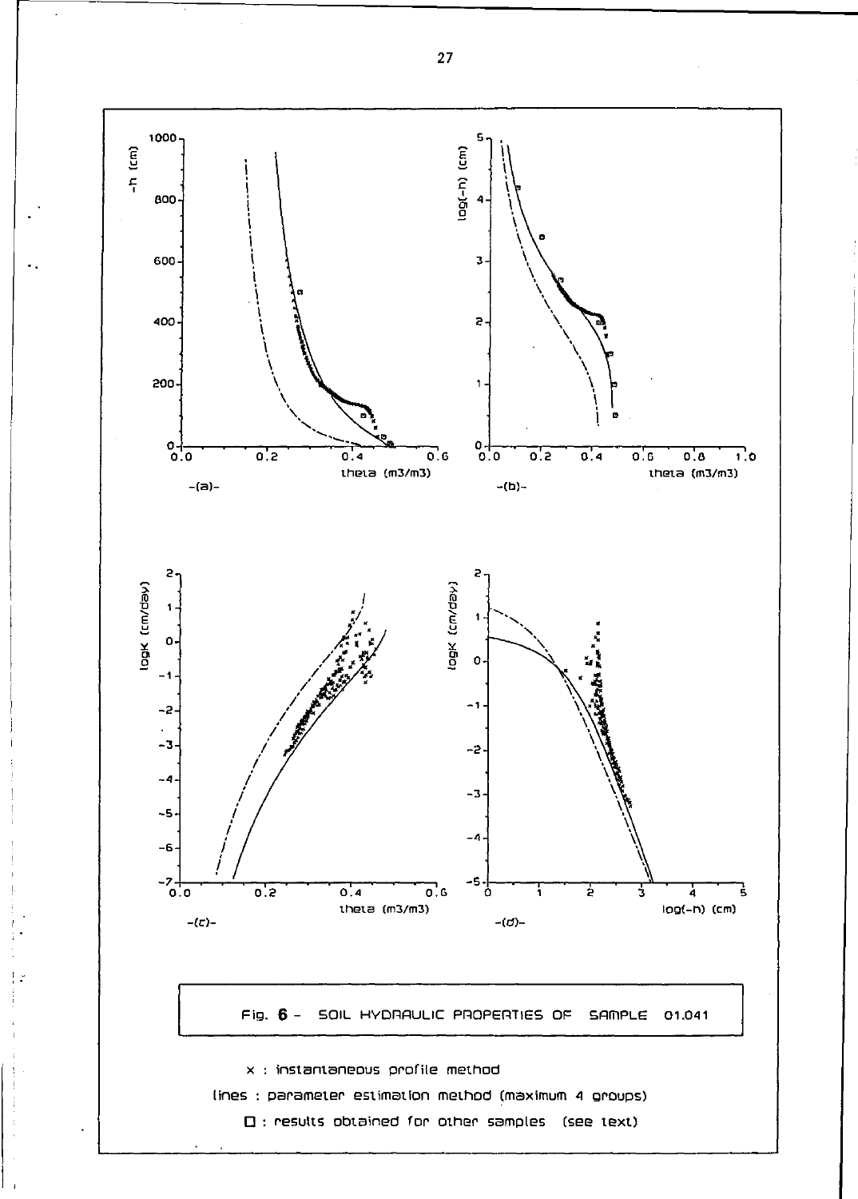Fig. 6 - SOIL HYDRAULIC PROPERTIES OF SAMPLE 01.041

x : instantaneous profile method

lines : parameter estimation method (maximum 4 groups)

□ : results obtained for other samples (see text)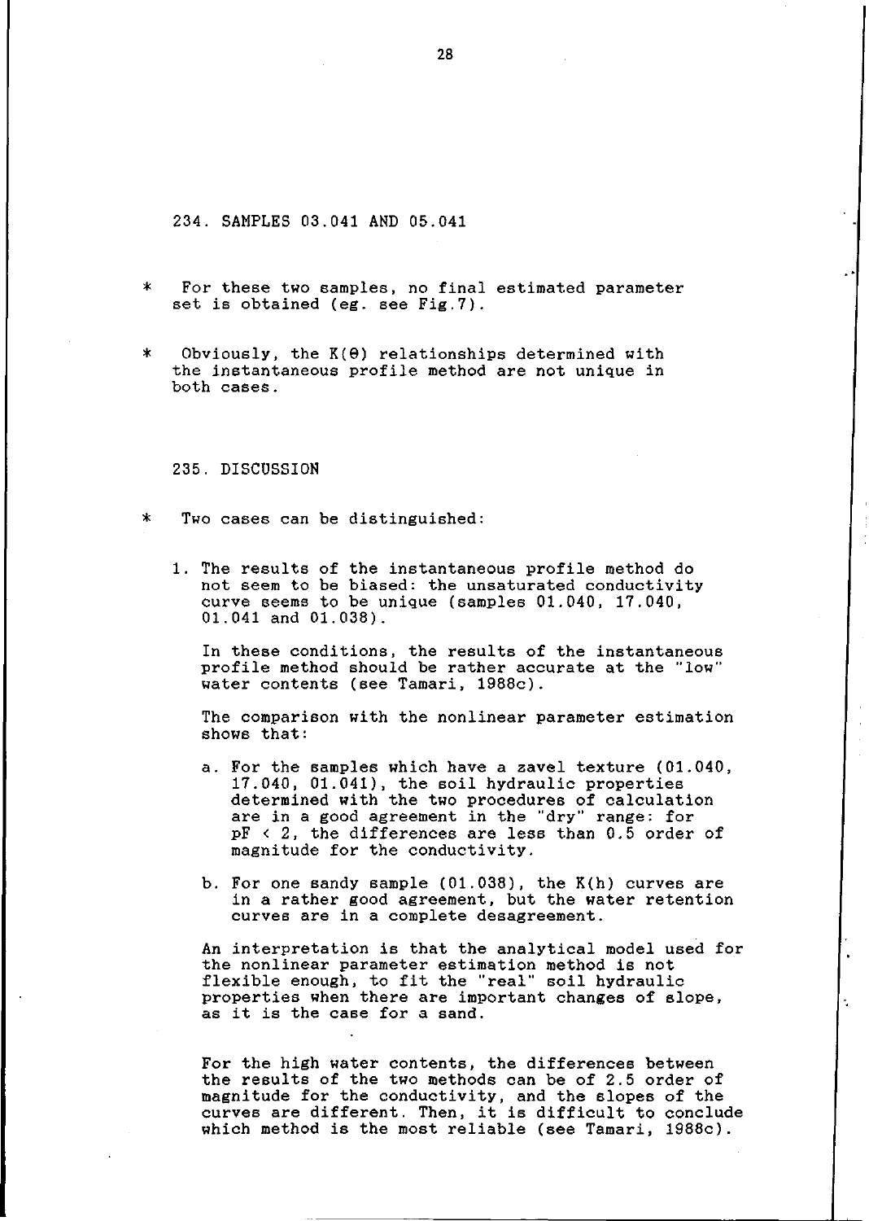### 234. SAMPLES 03.041 AND 05.041

* For these two samples, no final estimated parameter set is obtained (eg. see Fig.7).

* Obviously, the $K(\theta)$ relationships determined with the instantaneous profile method are not unique in both cases.

### 235. DISCUSSION

* Two cases can be distinguished:

1. The results of the instantaneous profile method do not seem to be biased: the unsaturated conductivity curve seems to be unique (samples 01.040, 17.040, 01.041 and 01.038).

   In these conditions, the results of the instantaneous profile method should be rather accurate at the "low" water contents (see Tamari, 1988c).

   The comparison with the nonlinear parameter estimation shows that:

   a. For the samples which have a zavel texture (01.040, 17.040, 01.041), the soil hydraulic properties determined with the two procedures of calculation are in a good agreement in the "dry" range: for pF < 2, the differences are less than 0.5 order of magnitude for the conductivity.

   b. For one sandy sample (01.038), the K(h) curves are in a rather good agreement, but the water retention curves are in a complete desagreement.

   An interpretation is that the analytical model used for the nonlinear parameter estimation method is not flexible enough, to fit the "real" soil hydraulic properties when there are important changes of slope, as it is the case for a sand.

   For the high water contents, the differences between the results of the two methods can be of 2.5 order of magnitude for the conductivity, and the slopes of the curves are different. Then, it is difficult to conclude which method is the most reliable (see Tamari, 1988c).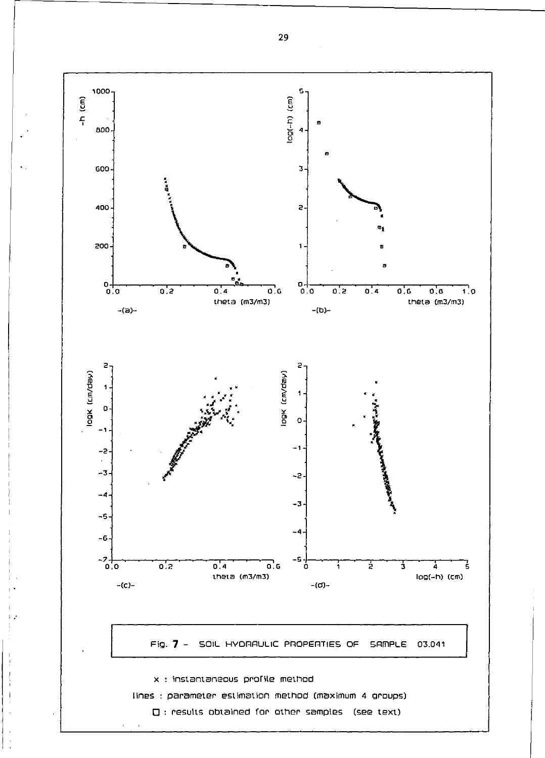Fig. 7 - SOIL HYDRAULIC PROPERTIES OF SAMPLE 03.041

x : instantaneous profile method

lines : parameter estimation method (maximum 4 groups)

□ : results obtained for other samples (see text)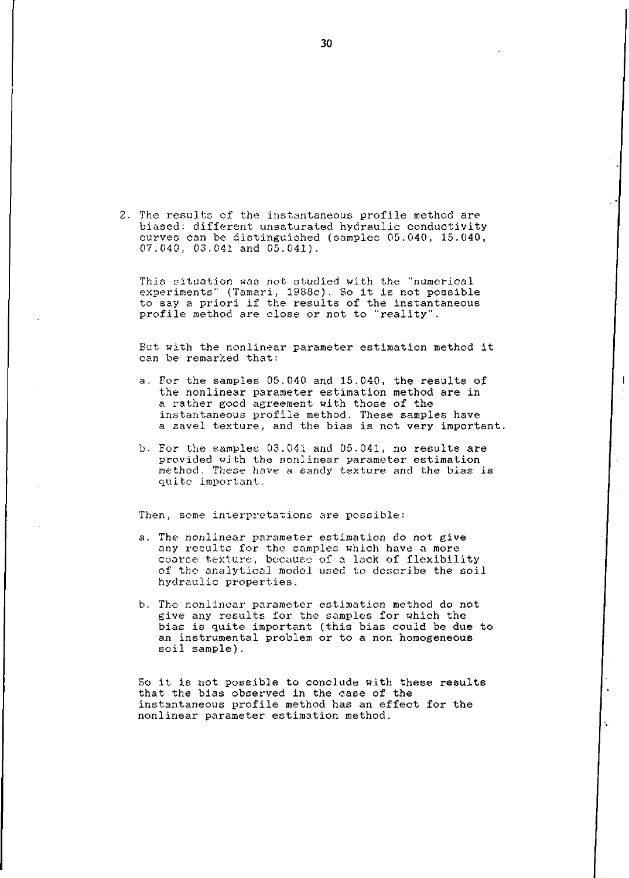2. The results of the instantaneous profile method are biased: different unsaturated hydraulic conductivity curves can be distinguished (samples 05.040, 15.040, 07.040, 03.041 and 05.041).

   This situation was not studied with the "numerical experiments" (Tamari, 1988c). So it is not possible to say a priori if the results of the instantaneous profile method are close or not to "reality".

   But with the nonlinear parameter estimation method it can be remarked that:

   a. For the samples 05.040 and 15.040, the results of the nonlinear parameter estimation method are in a rather good agreement with those of the instantaneous profile method. These samples have a zavel texture, and the bias is not very important.

   b. For the samples 03.041 and 05.041, no results are provided with the nonlinear parameter estimation method. These have a sandy texture and the bias is quite important.

   Then, some interpretations are possible:

   a. The nonlinear parameter estimation do not give any results for the samples which have a more coarse texture, because of a lack of flexibility of the analytical model used to describe the soil hydraulic properties.

   b. The nonlinear parameter estimation method do not give any results for the samples for which the bias is quite important (this bias could be due to an instrumental problem or to a non homogeneous soil sample).

   So it is not possible to conclude with these results that the bias observed in the case of the instantaneous profile method has an effect for the nonlinear parameter estimation method.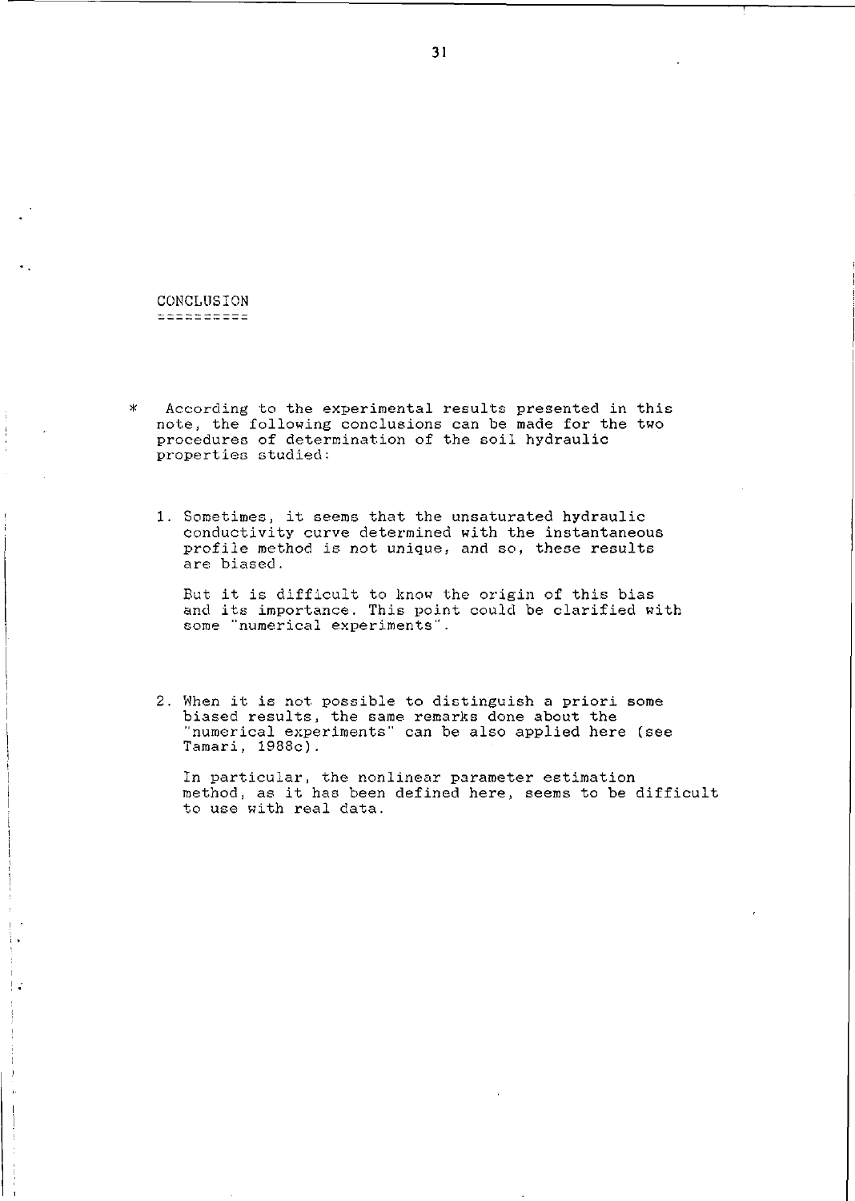## CONCLUSION

* According to the experimental results presented in this note, the following conclusions can be made for the two procedures of determination of the soil hydraulic properties studied:

  1. Sometimes, it seems that the unsaturated hydraulic conductivity curve determined with the instantaneous profile method is not unique, and so, these results are biased.

     But it is difficult to know the origin of this bias and its importance. This point could be clarified with some "numerical experiments".

  2. When it is not possible to distinguish a priori some biased results, the same remarks done about the "numerical experiments" can be also applied here (see Tamari, 1988c).

     In particular, the nonlinear parameter estimation method, as it has been defined here, seems to be difficult to use with real data.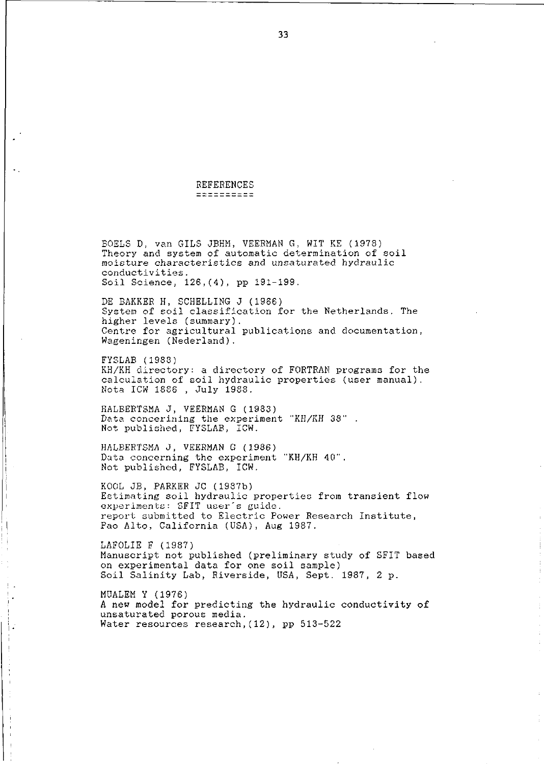# REFERENCES

BOELS D, van GILS JBHM, VEERMAN G, WIT KE (1978)
Theory and system of automatic determination of soil moisture characteristics and unsaturated hydraulic conductivities.
Soil Science, 126,(4), pp 191-199.

DE BAKKER H, SCHELLING J (1966)
System of soil classification for the Netherlands. The higher levels (summary).
Centre for agricultural publications and documentation, Wageningen (Nederland).

FYSLAB (1988)
KH/KH directory: a directory of FORTRAN programs for the calculation of soil hydraulic properties (user manual).
Nota ICW 1886 , July 1988.

HALBERTSMA J, VEERMAN G (1983)
Data concerining the experiment "KH/KH 38" .
Not published, FYSLAB, ICW.

HALBERTSMA J, VEERMAN G (1986)
Data concerning the experiment "KH/KH 40".
Not published, FYSLAB, ICW.

KOOL JB, PARKER JC (1987b)
Estimating soil hydraulic properties from transient flow experiments: SFIT user's guide.
report submitted to Electric Power Research Institute, Pao Alto, California (USA), Aug 1987.

LAFOLIE F (1987)
Manuscript not published (preliminary study of SFIT based on experimental data for one soil sample)
Soil Salinity Lab, Riverside, USA, Sept. 1987, 2 p.

MUALEM Y (1976)
A new model for predicting the hydraulic conductivity of unsaturated porous media.
Water resources research,(12), pp 513-522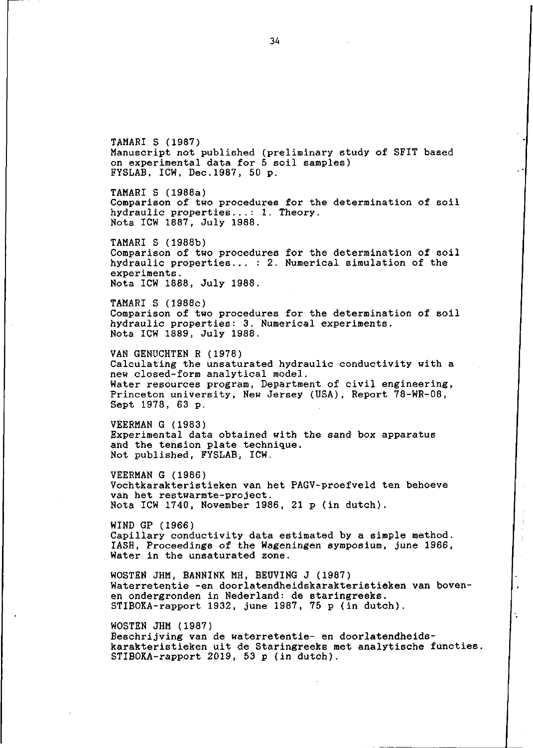TAMARI S (1987)
Manuscript not published (preliminary study of SFIT based on experimental data for 5 soil samples)
FYSLAB, ICW, Dec.1987, 50 p.

TAMARI S (1988a)
Comparison of two procedures for the determination of soil hydraulic properties...: 1. Theory.
Nota ICW 1887, July 1988.

TAMARI S (1988b)
Comparison of two procedures for the determination of soil hydraulic properties... : 2. Numerical simulation of the experiments.
Nota ICW 1888, July 1988.

TAMARI S (1988c)
Comparison of two procedures for the determination of soil hydraulic properties: 3. Numerical experiments.
Nota ICW 1889, July 1988.

VAN GENUCHTEN R (1978)
Calculating the unsaturated hydraulic conductivity with a new closed-form analytical model.
Water resources program, Department of civil engineering, Princeton university, New Jersey (USA), Report 78-WR-08, Sept 1978, 63 p.

VEERMAN G (1983)
Experimental data obtained with the sand box apparatus and the tension plate technique.
Not published, FYSLAB, ICW.

VEERMAN G (1986)
Vochtkarakteristieken van het PAGV-proefveld ten behoeve van het restwarmte-project.
Nota ICW 1740, November 1986, 21 p (in dutch).

WIND GP (1966)
Capillary conductivity data estimated by a simple method.
IASH, Proceedings of the Wageningen symposium, june 1966, Water in the unsaturated zone.

WOSTEN JHM, BANNINK MH, BEUVING J (1987)
Waterretentie -en doorlatendheidskarakteristieken van boven- en ondergronden in Nederland: de staringreeks.
STIBOKA-rapport 1932, june 1987, 75 p (in dutch).

WOSTEN JHM (1987)
Beschrijving van de waterretentie- en doorlatendheids-karakteristieken uit de Staringreeks met analytische functies.
STIBOKA-rapport 2019, 53 p (in dutch).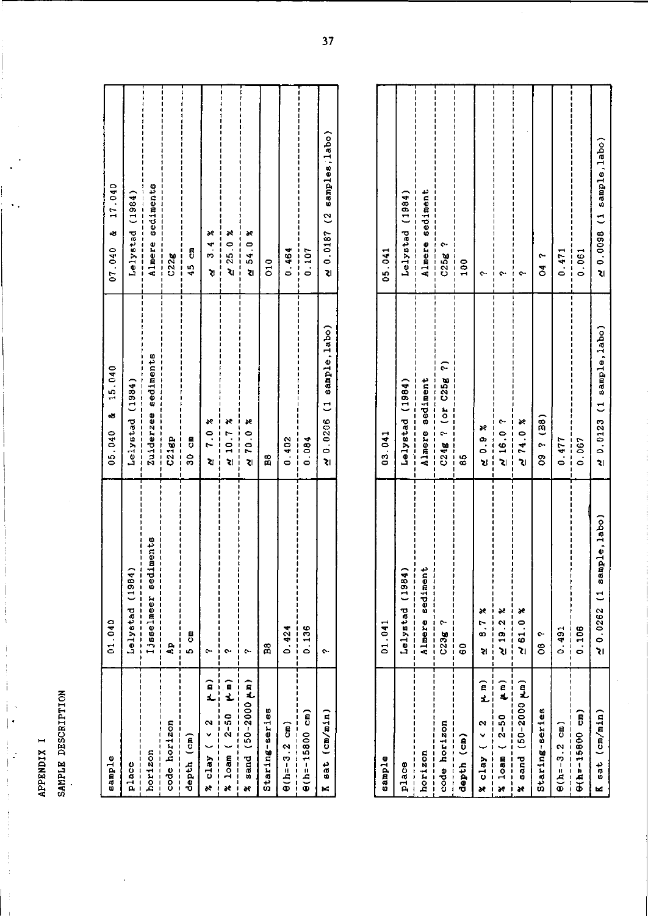# APPENDIX I

## SAMPLE DESCRIPTION

| sample | 01.040 | 05.040 & 15.040 | 07.040 & 17.040 |
|---|---|---|---|
| place | Lelystad (1984) | Lelystad (1984) | Lelystad (1984) |
| horizon | IJsselmeer sediments | Zuiderzee sediments | Almere sediments |
| code horizon | Ap | C21gp | C22g |
| depth (cm) | 5 cm | 30 cm | 45 cm |
| % clay ( < 2 μm) | ? | ≈ 7.0 % | ≈ 3.4 % |
| % loam ( 2-50 μm) | ? | ≈ 10.7 % | ≈ 25.0 % |
| % sand (50-2000 μm) | ? | ≈ 70.0 % | ≈ 54.0 % |
| Staring-series | B8 | B8 | O10 |
| $\theta$(h=-3.2 cm) | 0.424 | 0.402 | 0.464 |
| $\theta$(h=-15800 cm) | 0.136 | 0.084 | 0.107 |
| K sat (cm/min) | ? | ≈ 0.0206 (1 sample,labo) | ≈ 0.0187 (2 samples,labo) |

| sample | 01.041 | 03.041 | 05.041 |
|---|---|---|---|
| place | Lelystad (1984) | Lelystad (1984) | Lelystad (1984) |
| horizon | Almere sediment | Almere sediment | Almere sediment |
| code horizon | C23g ? | C24g ? (or C25g ?) | C25g ? |
| depth (cm) | 60 | 85 | 100 |
| % clay ( < 2 μm) | ≈ 8.7 % | ≈ 0.9 % | ? |
| % loam ( 2-50 μm) | ≈ 19.2 % | ≈ 16.0 ? | ? |
| % sand (50-2000 μm) | ≈ 61.0 % | ≈ 74.0 % | ? |
| Staring-series | O8 ? | O9 ? (B8) | O4 ? |
| $\theta$(h=-3.2 cm) | 0.491 | 0.477 | 0.471 |
| $\theta$(h=-15800 cm) | 0.106 | 0.067 | 0.061 |
| K sat (cm/min) | ≈ 0.0262 (1 sample,labo) | ≈ 0.0123 (1 sample,labo) | ≈ 0.0098 (1 sample,labo) |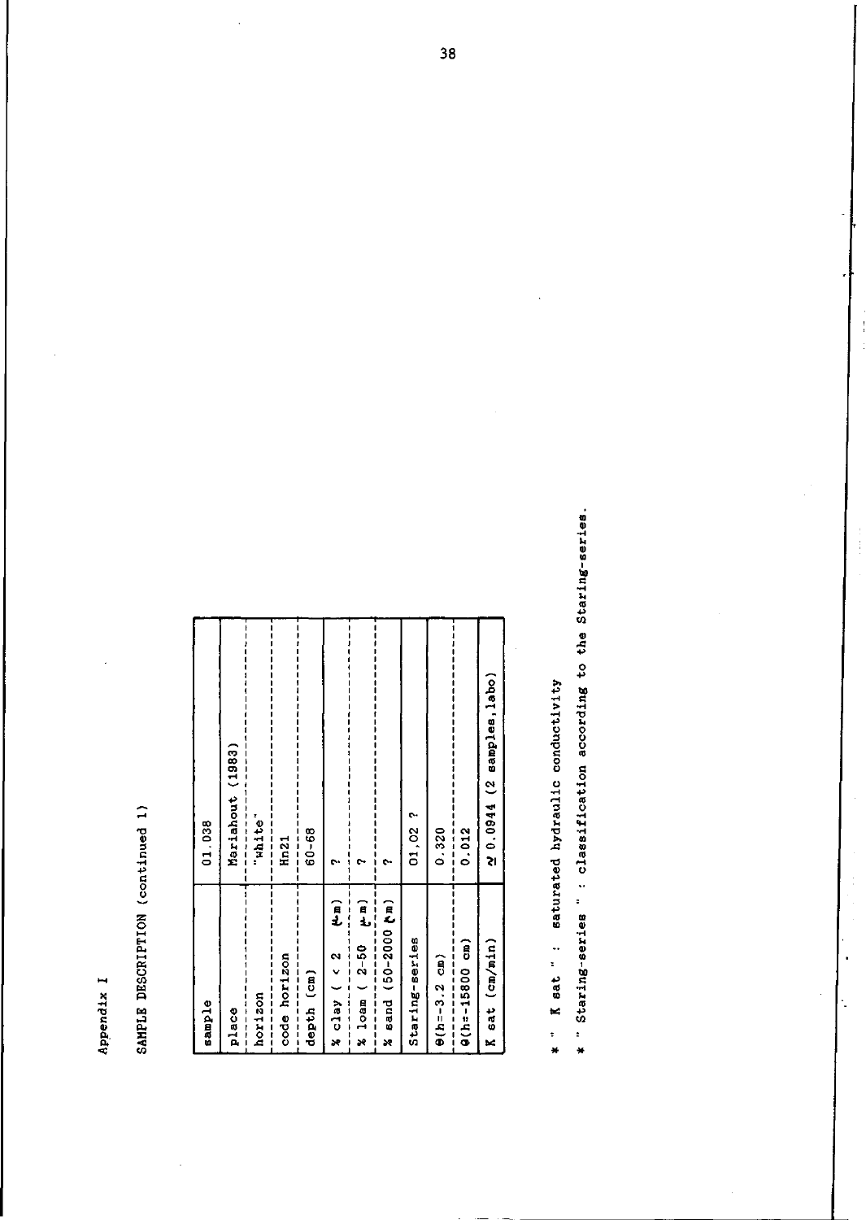Appendix I

SAMPLE DESCRIPTION (continued 1)

| sample | 01.038 |
|---|---|
| place | Mariahout (1983) |
| horizon | "white" |
| code horizon | Hn21 |
| depth (cm) | 60-68 |
| % clay ( < 2 µm) | ? |
| % loam ( 2-50 µm) | ? |
| % sand (50-2000 µm) | ? |
| Staring-series | 01,02 ? |
| θ(h=-3.2 cm) | 0.320 |
| θ(h=-15800 cm) | 0.012 |
| K sat (cm/min) | ≈ 0.0944 (2 samples, labo) |

* " K sat " : saturated hydraulic conductivity

* " Staring-series " : classification according to the Staring-series.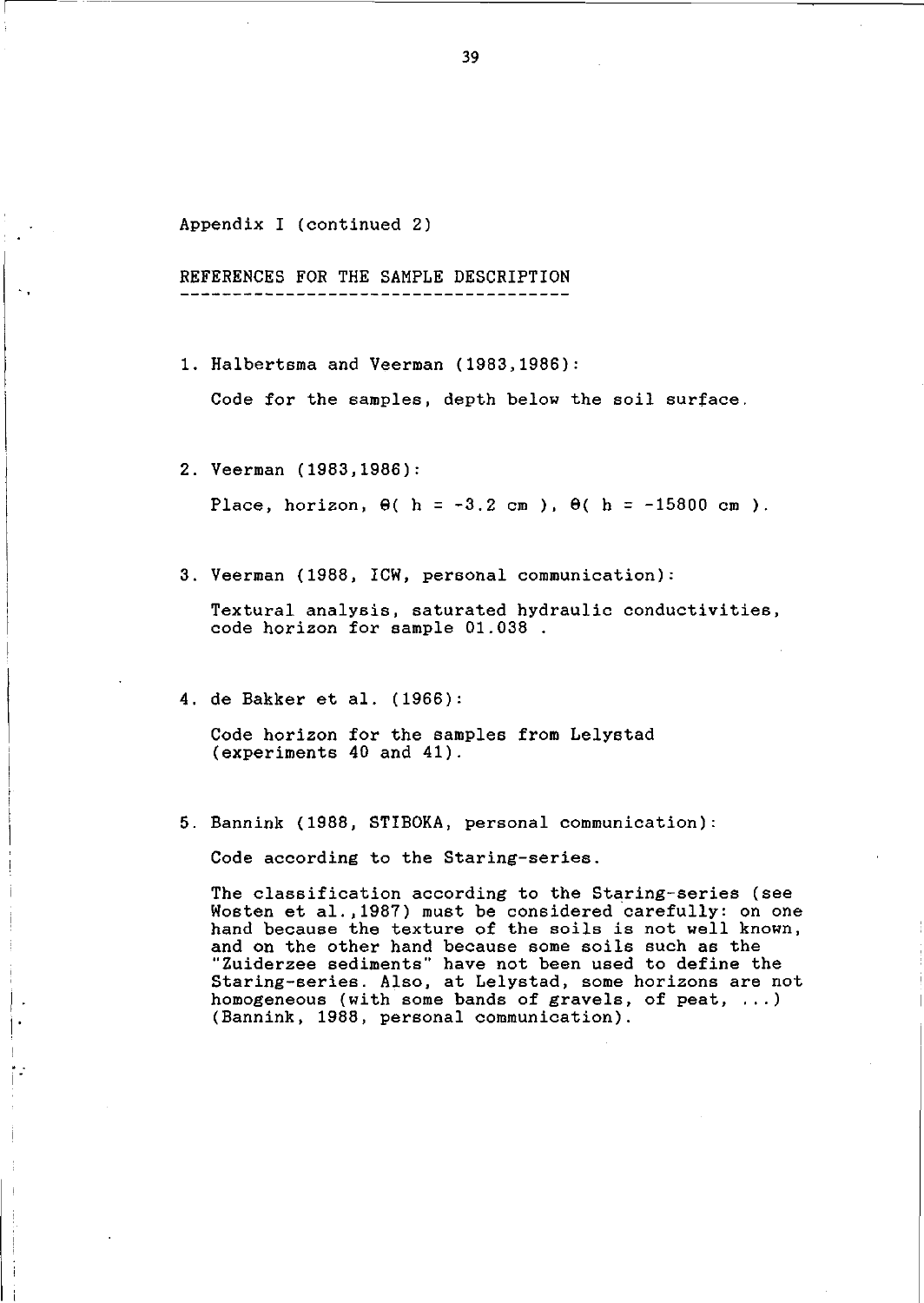Appendix I (continued 2)

## REFERENCES FOR THE SAMPLE DESCRIPTION

1. Halbertsma and Veerman (1983,1986):

   Code for the samples, depth below the soil surface.

2. Veerman (1983,1986):

   Place, horizon, $\theta( h = -3.2 \text{ cm } )$, $\theta( h = -15800 \text{ cm } )$.

3. Veerman (1988, ICW, personal communication):

   Textural analysis, saturated hydraulic conductivities, code horizon for sample 01.038 .

4. de Bakker et al. (1966):

   Code horizon for the samples from Lelystad (experiments 40 and 41).

5. Bannink (1988, STIBOKA, personal communication):

   Code according to the Staring-series.

   The classification according to the Staring-series (see Wosten et al.,1987) must be considered carefully: on one hand because the texture of the soils is not well known, and on the other hand because some soils such as the "Zuiderzee sediments" have not been used to define the Staring-series. Also, at Lelystad, some horizons are not homogeneous (with some bands of gravels, of peat, ...) (Bannink, 1988, personal communication).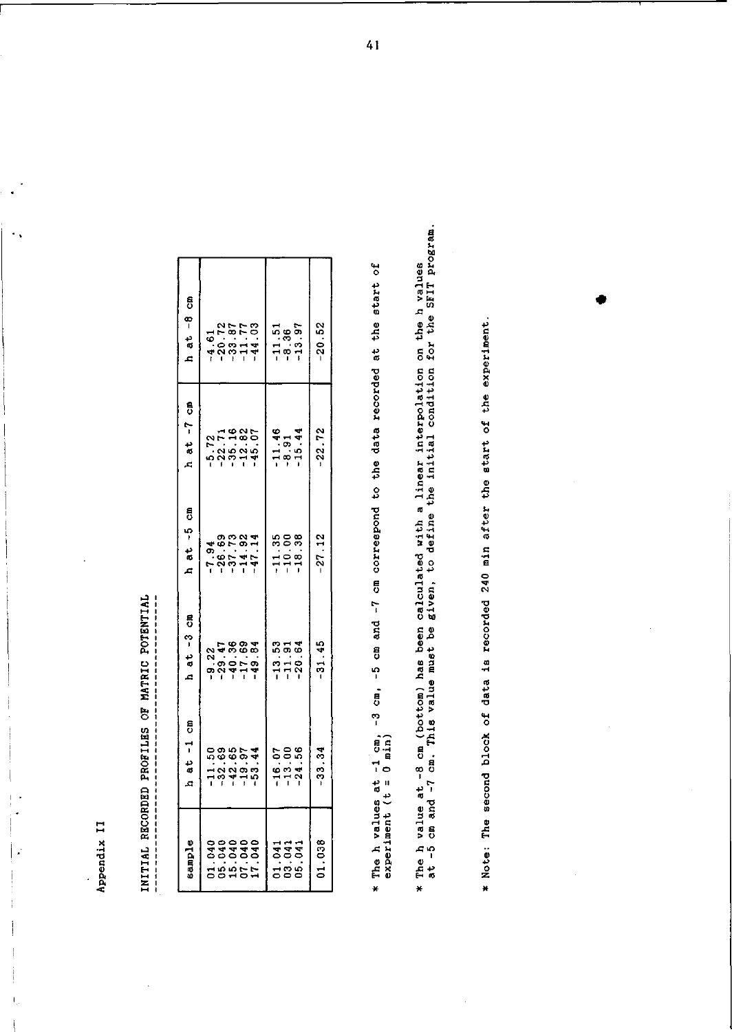Appendix II

## INITIAL RECORDED PROFILES OF MATRIC POTENTIAL

| sample | h at -1 cm | h at -3 cm | h at -5 cm | h at -7 cm | h at -8 cm |
|---|---|---|---|---|---|
| 01.040 | -11.50 | -9.22 | -7.94 | -5.72 | -4.61 |
| 05.040 | -32.69 | -29.47 | -26.69 | -22.71 | -20.72 |
| 15.040 | -42.65 | -40.36 | -37.73 | -35.16 | -33.87 |
| 07.040 | -19.97 | -17.69 | -14.92 | -12.82 | -11.77 |
| 17.040 | -53.44 | -49.84 | -47.14 | -45.07 | -44.03 |
| 01.041 | -16.07 | -13.53 | -11.35 | -11.46 | -11.51 |
| 03.041 | -13.00 | -11.91 | -10.00 | -8.91 | -8.36 |
| 05.041 | -24.56 | -20.64 | -18.38 | -15.44 | -13.97 |
| 01.038 | -33.34 | -31.45 | -27.12 | -22.72 | -20.52 |

* The h values at -1 cm, -3 cm, -5 cm and -7 cm correspond to the data recorded at the start of experiment (t = 0 min)

* The h value at -8 cm (bottom) has been calculated with a linear interpolation on the h values at -5 cm and -7 cm. This value must be given, to define the initial condition for the SFIT program.

* Note: The second block of data is recorded 240 min after the start of the experiment.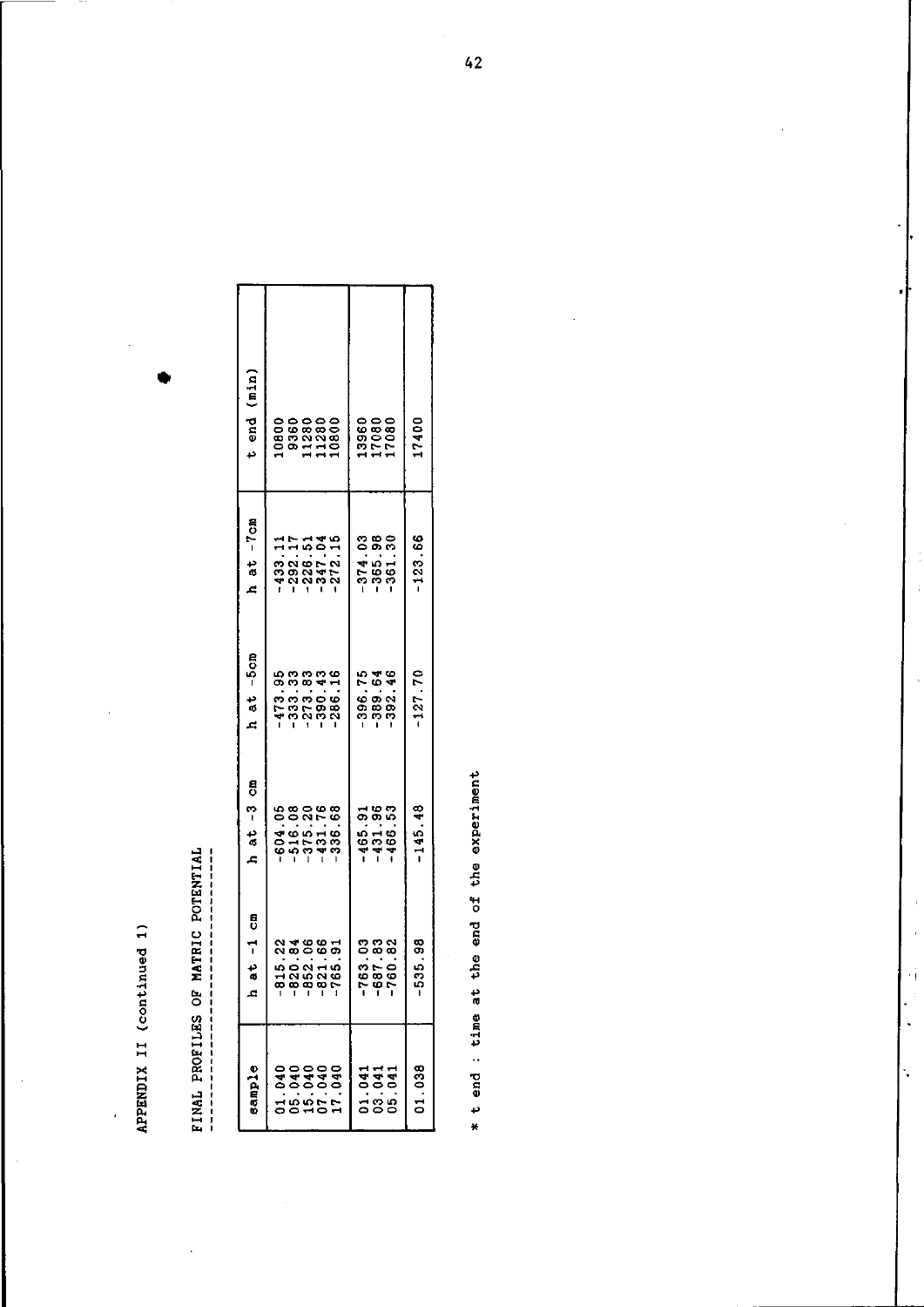APPENDIX II (continued 1)

FINAL PROFILES OF MATRIC POTENTIAL

| sample | h at -1 cm | h at -3 cm | h at -5cm | h at -7cm | t end (min) |
|---|---|---|---|---|---|
| 01.040 | -815.22 | -604.05 | -473.95 | -433.11 | 10800 |
| 05.040 | -820.84 | -516.08 | -333.33 | -292.17 | 9360 |
| 15.040 | -852.06 | -375.20 | -273.83 | -226.51 | 11280 |
| 07.040 | -821.66 | -431.76 | -390.43 | -347.04 | 11280 |
| 17.040 | -765.91 | -336.68 | -286.16 | -272.15 | 10800 |
| 01.041 | -763.03 | -465.91 | -396.75 | -374.03 | 13960 |
| 03.041 | -687.83 | -431.96 | -389.64 | -365.98 | 17080 |
| 05.041 | -760.82 | -466.53 | -392.46 | -361.30 | 17080 |
| 01.038 | -535.98 | -145.48 | -127.70 | -123.66 | 17400 |

* t end : time at the end of the experiment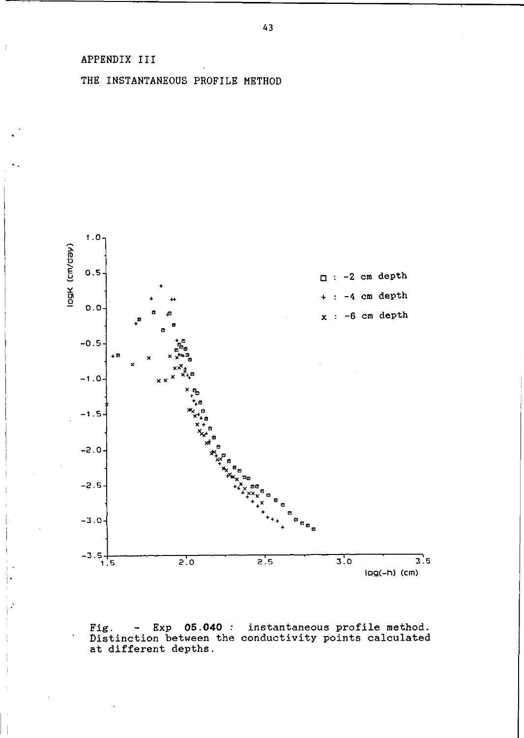APPENDIX III

THE INSTANTANEOUS PROFILE METHOD

Fig. - Exp **05.040** : instantaneous profile method. Distinction between the conductivity points calculated at different depths.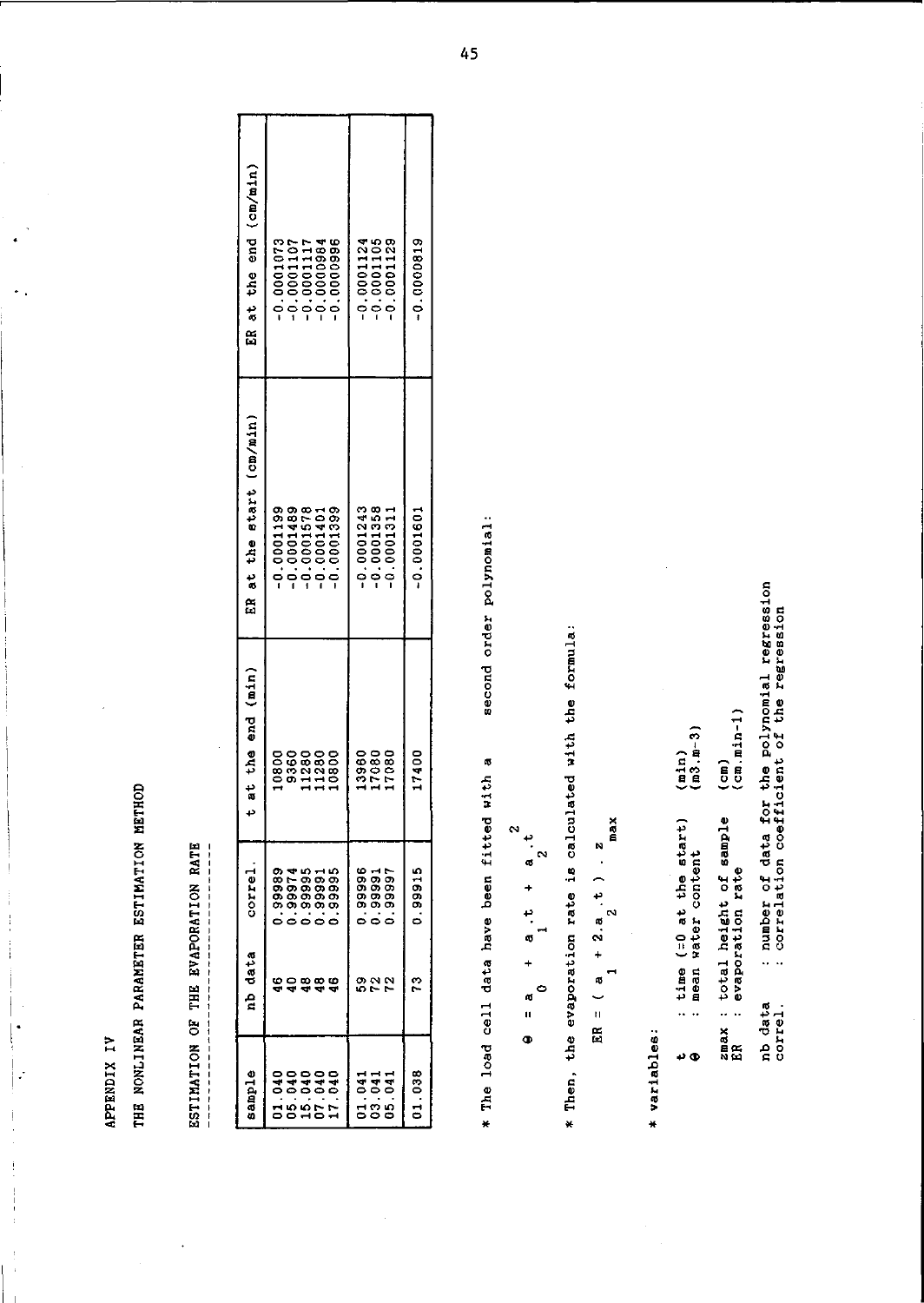APPENDIX IV

# THE NONLINEAR PARAMETER ESTIMATION METHOD

## ESTIMATION OF THE EVAPORATION RATE

| sample | nb data | correl. | t at the end (min) | ER at the start (cm/min) | ER at the end (cm/min) |
|---|---|---|---|---|---|
| 01.040 | 46 | 0.99989 | 10800 | -0.0001199 | -0.0001073 |
| 05.040 | 40 | 0.99974 | 9360 | -0.0001489 | -0.0001107 |
| 15.040 | 48 | 0.99995 | 11280 | -0.0001578 | -0.0001117 |
| 07.040 | 48 | 0.99991 | 11280 | -0.0001401 | -0.0000984 |
| 17.040 | 46 | 0.99995 | 10800 | -0.0001399 | -0.0000996 |
| 01.041 | 59 | 0.99996 | 13960 | -0.0001243 | -0.0001124 |
| 03.041 | 72 | 0.99991 | 17080 | -0.0001358 | -0.0001105 |
| 05.041 | 72 | 0.99997 | 17080 | -0.0001311 | -0.0001129 |
| 01.038 | 73 | 0.99915 | 17400 | -0.0001601 | -0.0000819 |

* The load cell data have been fitted with a second order polynomial:

$$\Theta = a_0 + a_1 . t + a_2 . t^2$$

* Then, the evaporation rate is calculated with the formula:

$$ER = ( a_1 + 2.a_2 . t ) . z_{max}$$

* variables:

- $t$ : time (=0 at the start) (min)
- $\Theta$ : mean water content ($m3.m^{-3}$)
- $z_{max}$ : total height of sample (cm)
- ER : evaporation rate ($cm.min^{-1}$)
- nb data : number of data for the polynomial regression
- correl. : correlation coefficient of the regression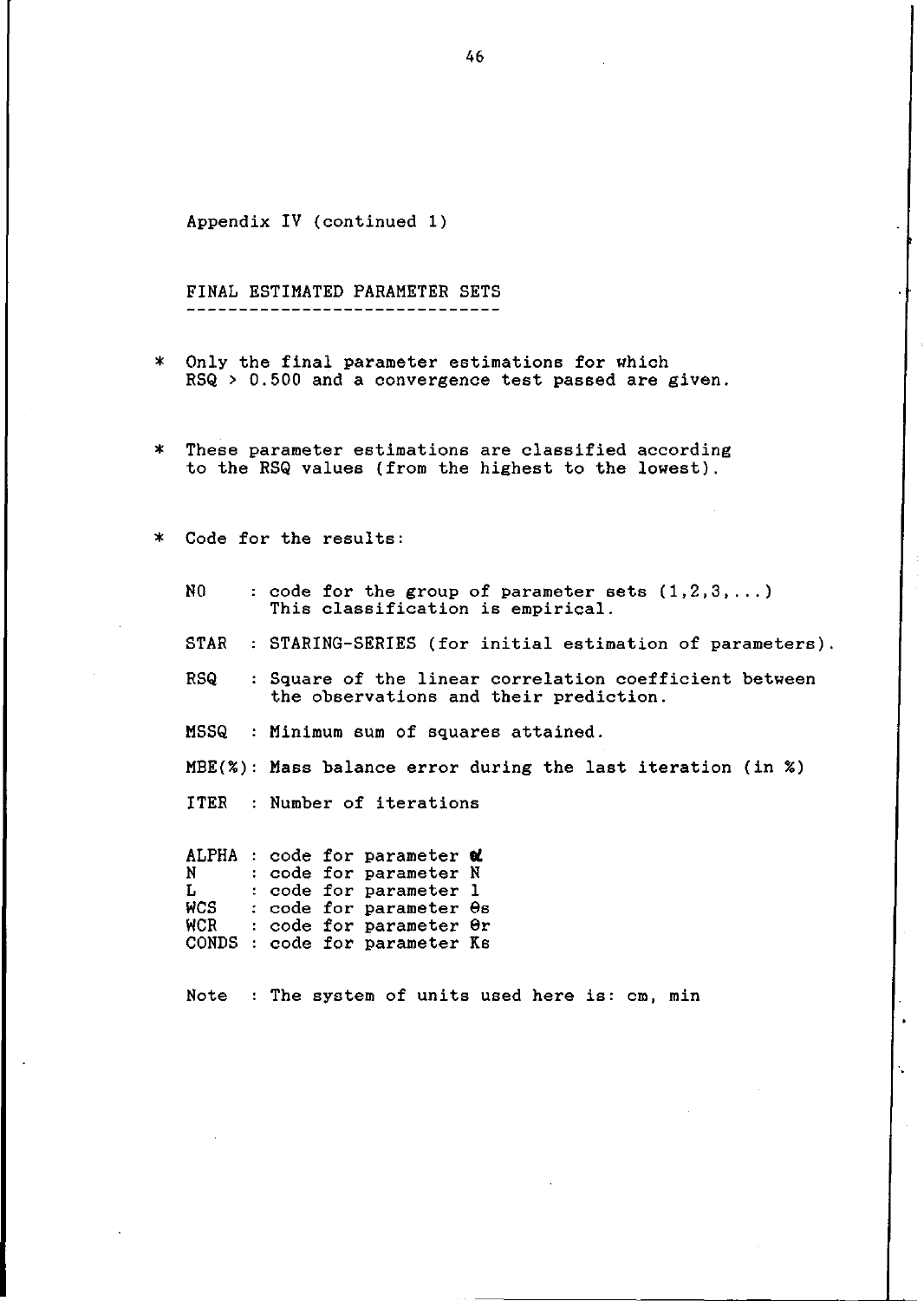Appendix IV (continued 1)

## FINAL ESTIMATED PARAMETER SETS

* Only the final parameter estimations for which RSQ > 0.500 and a convergence test passed are given.

* These parameter estimations are classified according to the RSQ values (from the highest to the lowest).

* Code for the results:

  NO : code for the group of parameter sets (1,2,3,...) This classification is empirical.

  STAR : STARING-SERIES (for initial estimation of parameters).

  RSQ : Square of the linear correlation coefficient between the observations and their prediction.

  MSSQ : Minimum sum of squares attained.

  MBE(%): Mass balance error during the last iteration (in %)

  ITER : Number of iterations

  ALPHA : code for parameter $\alpha$
  N : code for parameter N
  L : code for parameter l
  WCS : code for parameter $\theta_s$
  WCR : code for parameter $\theta_r$
  CONDS : code for parameter $K_s$

  Note : The system of units used here is: cm, min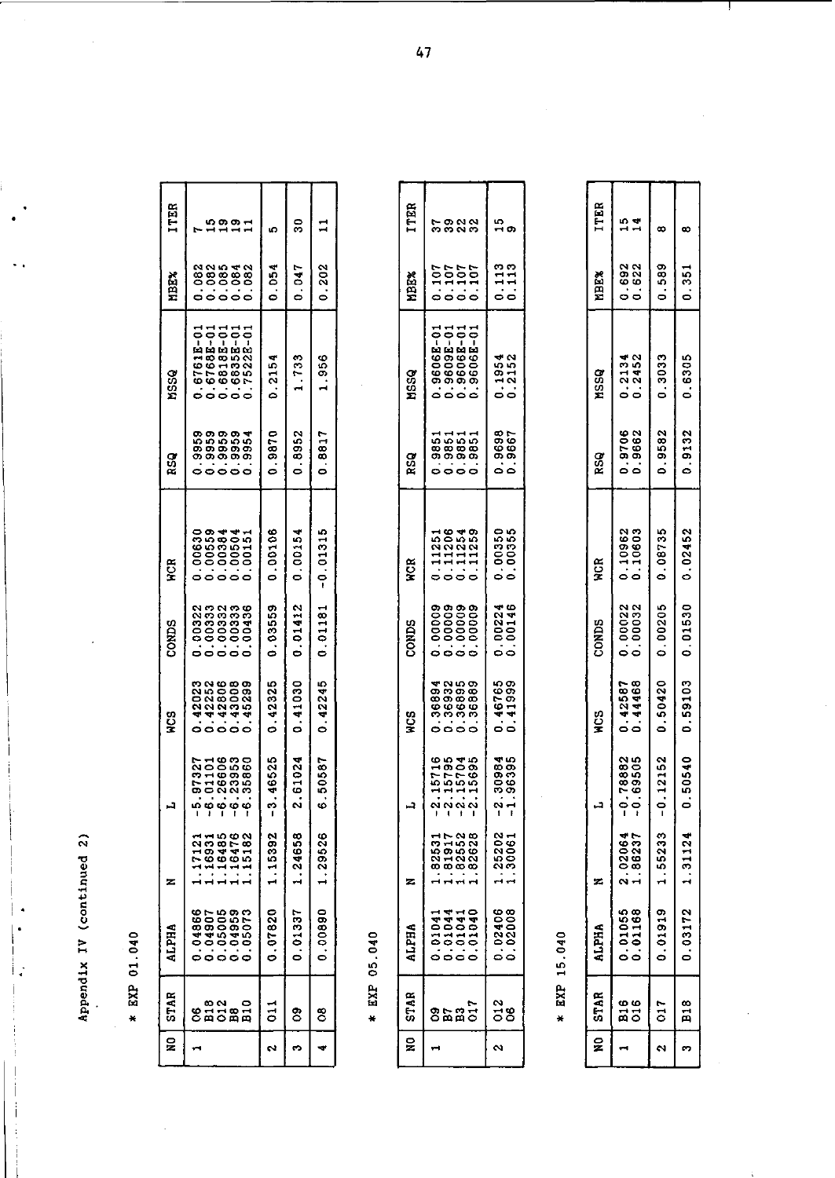Appendix IV (continued 2)

\* EXP 01.040

| NO | STAR | ALPHA | N | L | WCS | CONDS | WCR | RSQ | MSSQ | MBE% | ITER |
|---|---|---|---|---|---|---|---|---|---|---|---|
| 1 | O6 | 0.04866 | 1.17121 | -5.97327 | 0.42023 | 0.00322 | 0.00630 | 0.9959 | 0.6761E-01 | 0.082 | 7 |
| | B18 | 0.04907 | 1.16931 | -6.01101 | 0.42252 | 0.00333 | 0.00559 | 0.9959 | 0.6768E-01 | 0.082 | 15 |
| | O12 | 0.05005 | 1.16485 | -6.26606 | 0.42806 | 0.00332 | 0.00384 | 0.9959 | 0.6818E-01 | 0.085 | 19 |
| | B8 | 0.04959 | 1.16476 | -6.23953 | 0.43008 | 0.00333 | 0.00504 | 0.9959 | 0.6835E-01 | 0.084 | 19 |
| | B10 | 0.05073 | 1.15182 | -6.35860 | 0.45299 | 0.00436 | 0.00151 | 0.9954 | 0.7522E-01 | 0.082 | 11 |
| 2 | O11 | 0.07820 | 1.15392 | -3.46525 | 0.42325 | 0.03559 | 0.00106 | 0.9870 | 0.2154 | 0.054 | 5 |
| 3 | O9 | 0.01337 | 1.24658 | 2.61024 | 0.41030 | 0.01412 | 0.00154 | 0.8952 | 1.733 | 0.047 | 30 |
| 4 | O8 | 0.00890 | 1.29526 | 6.50587 | 0.42245 | 0.01181 | -0.01315 | 0.8817 | 1.956 | 0.202 | 11 |

\* EXP 05.040

| NO | STAR | ALPHA | N | L | WCS | CONDS | WCR | RSQ | MSSQ | MBE% | ITER |
|---|---|---|---|---|---|---|---|---|---|---|---|
| 1 | O9 | 0.01041 | 1.82531 | -2.15716 | 0.36894 | 0.00009 | 0.11251 | 0.9851 | 0.9606E-01 | 0.107 | 37 |
| | B7 | 0.01044 | 1.81917 | -2.15795 | 0.36932 | 0.00009 | 0.11206 | 0.9851 | 0.9609E-01 | 0.107 | 39 |
| | B3 | 0.01041 | 1.82552 | -2.15704 | 0.36895 | 0.00009 | 0.11254 | 0.9851 | 0.9606E-01 | 0.107 | 32 |
| | O17 | 0.01040 | 1.82628 | -2.15695 | 0.36889 | 0.00009 | 0.11259 | 0.9851 | 0.9606E-01 | 0.107 | 32 |
| 2 | O12 | 0.02406 | 1.25202 | -2.30984 | 0.46765 | 0.00224 | 0.00350 | 0.9698 | 0.1954 | 0.113 | 15 |
| | O6 | 0.02008 | 1.30061 | -1.96395 | 0.41999 | 0.00146 | 0.00355 | 0.9667 | 0.2152 | 0.113 | 9 |

\* EXP 15.040

| NO | STAR | ALPHA | N | L | WCS | CONDS | WCR | RSQ | MSSQ | MBE% | ITER |
|---|---|---|---|---|---|---|---|---|---|---|---|
| 1 | B16 | 0.01055 | 2.02064 | -0.78882 | 0.42587 | 0.00022 | 0.10962 | 0.9706 | 0.2134 | 0.692 | 15 |
| | O16 | 0.01168 | 1.86237 | -0.69505 | 0.44468 | 0.00032 | 0.10603 | 0.9662 | 0.2452 | 0.622 | 14 |
| 2 | O17 | 0.01919 | 1.55233 | -0.12152 | 0.50420 | 0.00205 | 0.08735 | 0.9582 | 0.3033 | 0.589 | 8 |
| 3 | B18 | 0.03172 | 1.31124 | 0.50540 | 0.59103 | 0.01530 | 0.02452 | 0.9132 | 0.6305 | 0.351 | 8 |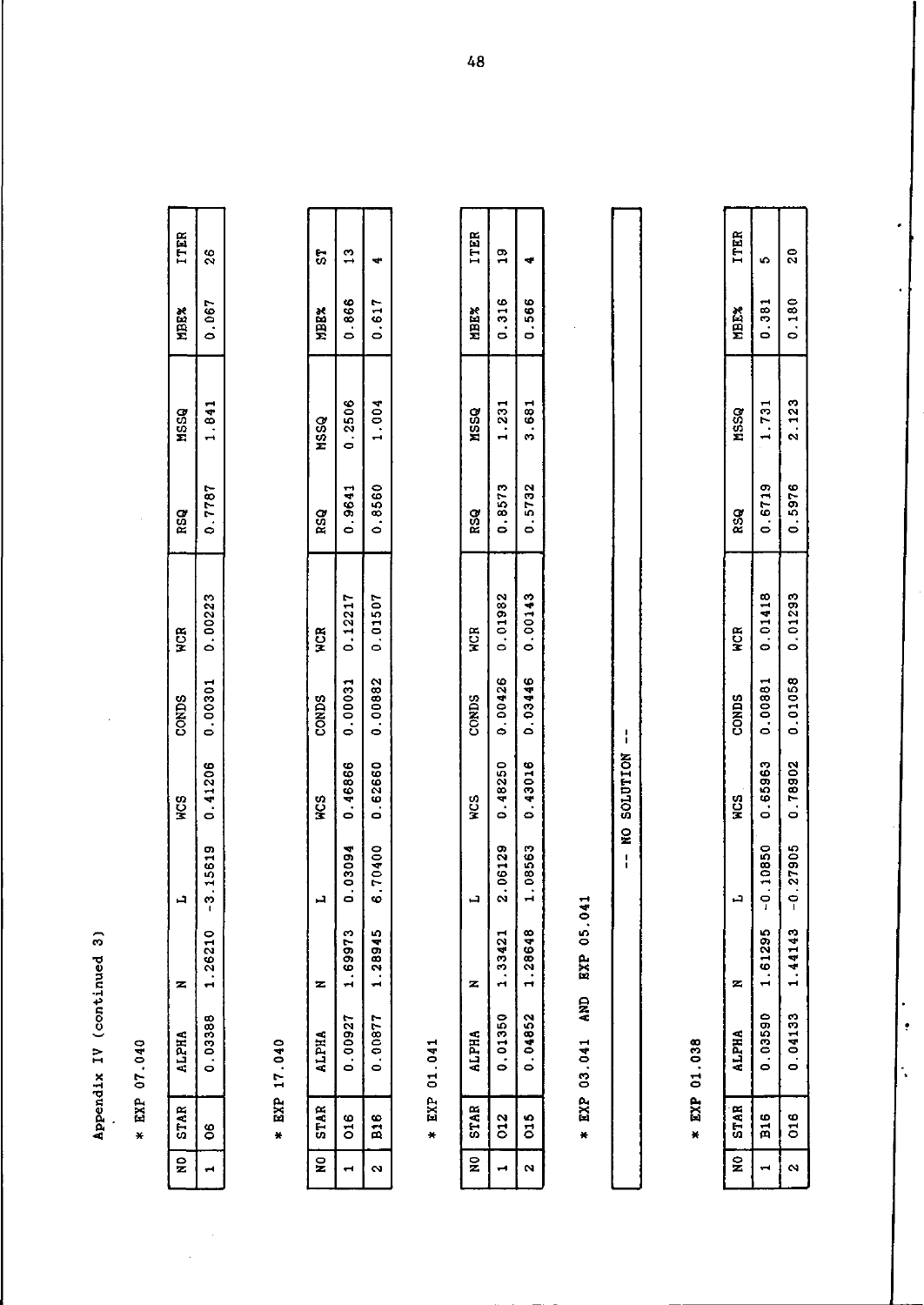Appendix IV (continued 3)

* EXP 07.040

| NO | STAR | ALPHA | N | L | WCS | CONDS | WCR | RSQ | MSSQ | MBE% | ITER |
|---|---|---|---|---|---|---|---|---|---|---|---|
| 1 | O6 | 0.03388 | 1.26210 | -3.15619 | 0.41206 | 0.00301 | 0.00223 | 0.7787 | 1.841 | 0.067 | 26 |

* EXP 17.040

| NO | STAR | ALPHA | N | L | WCS | CONDS | WCR | RSQ | MSSQ | MBE% | ST |
|---|---|---|---|---|---|---|---|---|---|---|---|
| 1 | O16 | 0.00927 | 1.69973 | 0.03094 | 0.46866 | 0.00031 | 0.12217 | 0.9641 | 0.2506 | 0.866 | 13 |
| 2 | B16 | 0.00877 | 1.28945 | 6.70400 | 0.62660 | 0.00882 | 0.01507 | 0.8560 | 1.004 | 0.617 | 4 |

* EXP 01.041

| NO | STAR | ALPHA | N | L | WCS | CONDS | WCR | RSQ | MSSQ | MBE% | ITER |
|---|---|---|---|---|---|---|---|---|---|---|---|
| 1 | O12 | 0.01350 | 1.33421 | 2.06129 | 0.48250 | 0.00426 | 0.01982 | 0.8573 | 1.231 | 0.316 | 19 |
| 2 | O15 | 0.04852 | 1.28648 | 1.08563 | 0.43016 | 0.03446 | 0.00143 | 0.5732 | 3.681 | 0.566 | 4 |

* EXP 03.041 AND EXP 05.041

-- NO SOLUTION --

* EXP 01.038

| NO | STAR | ALPHA | N | L | WCS | CONDS | WCR | RSQ | MSSQ | MBE% | ITER |
|---|---|---|---|---|---|---|---|---|---|---|---|
| 1 | B16 | 0.03590 | 1.61295 | -0.10850 | 0.65963 | 0.00881 | 0.01418 | 0.6719 | 1.731 | 0.381 | 5 |
| 2 | O16 | 0.04133 | 1.44143 | -0.27905 | 0.78902 | 0.01058 | 0.01293 | 0.5976 | 2.123 | 0.180 | 20 |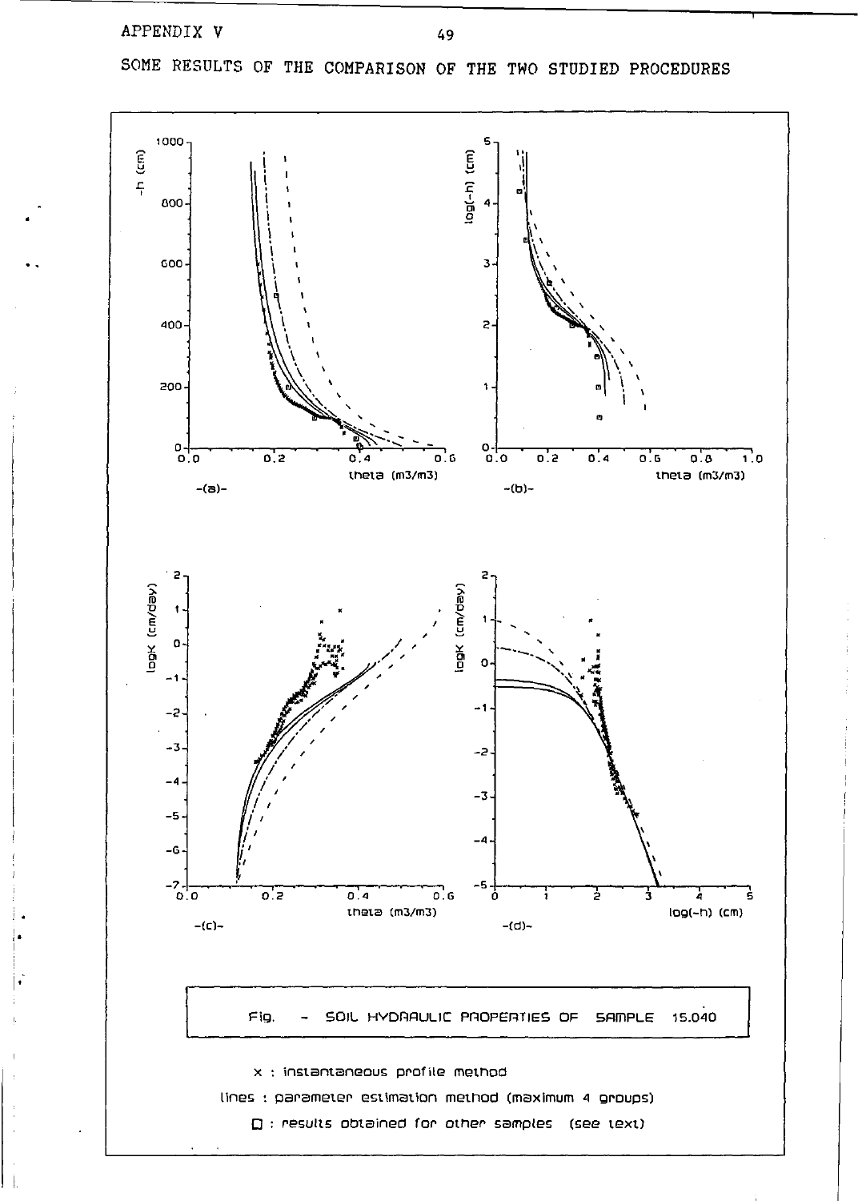APPENDIX V

SOME RESULTS OF THE COMPARISON OF THE TWO STUDIED PROCEDURES

Fig. - SOIL HYDRAULIC PROPERTIES OF SAMPLE 15.040

x : instantaneous profile method

lines : parameter estimation method (maximum 4 groups)

□ : results obtained for other samples (see text)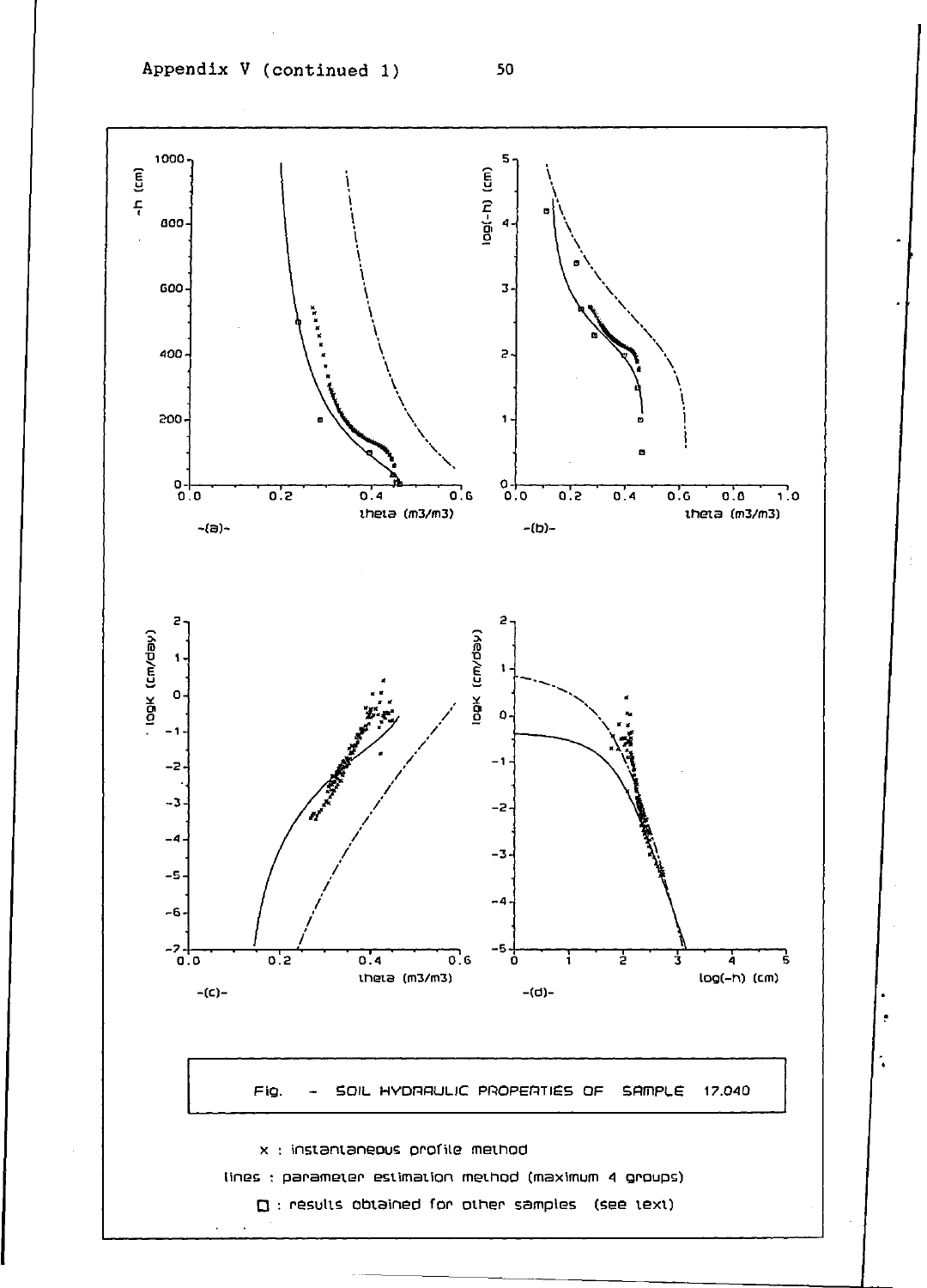Appendix V (continued 1)

Fig. - SOIL HYDRAULIC PROPERTIES OF SAMPLE 17.040

x : instantaneous profile method

lines : parameter estimation method (maximum 4 groups)

□ : results obtained for other samples (see text)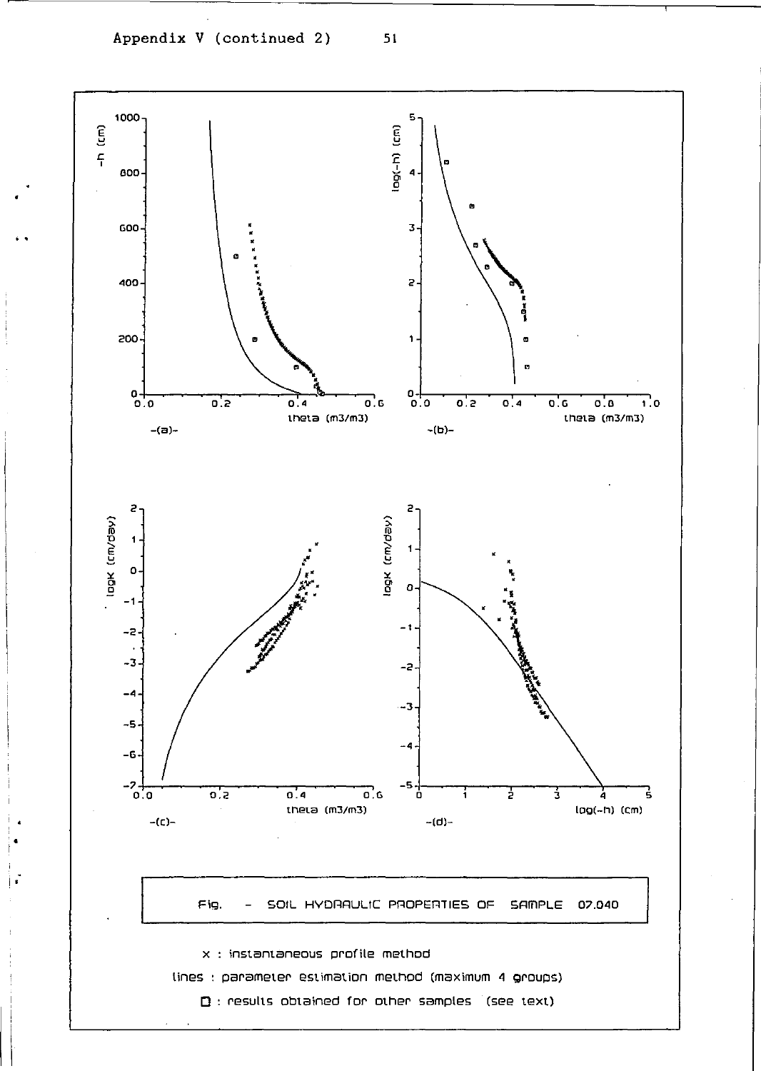Appendix V (continued 2)

Fig. - SOIL HYDRAULIC PROPERTIES OF SAMPLE 07.040

x : instantaneous profile method

lines : parameter estimation method (maximum 4 groups)

□ : results obtained for other samples (see text)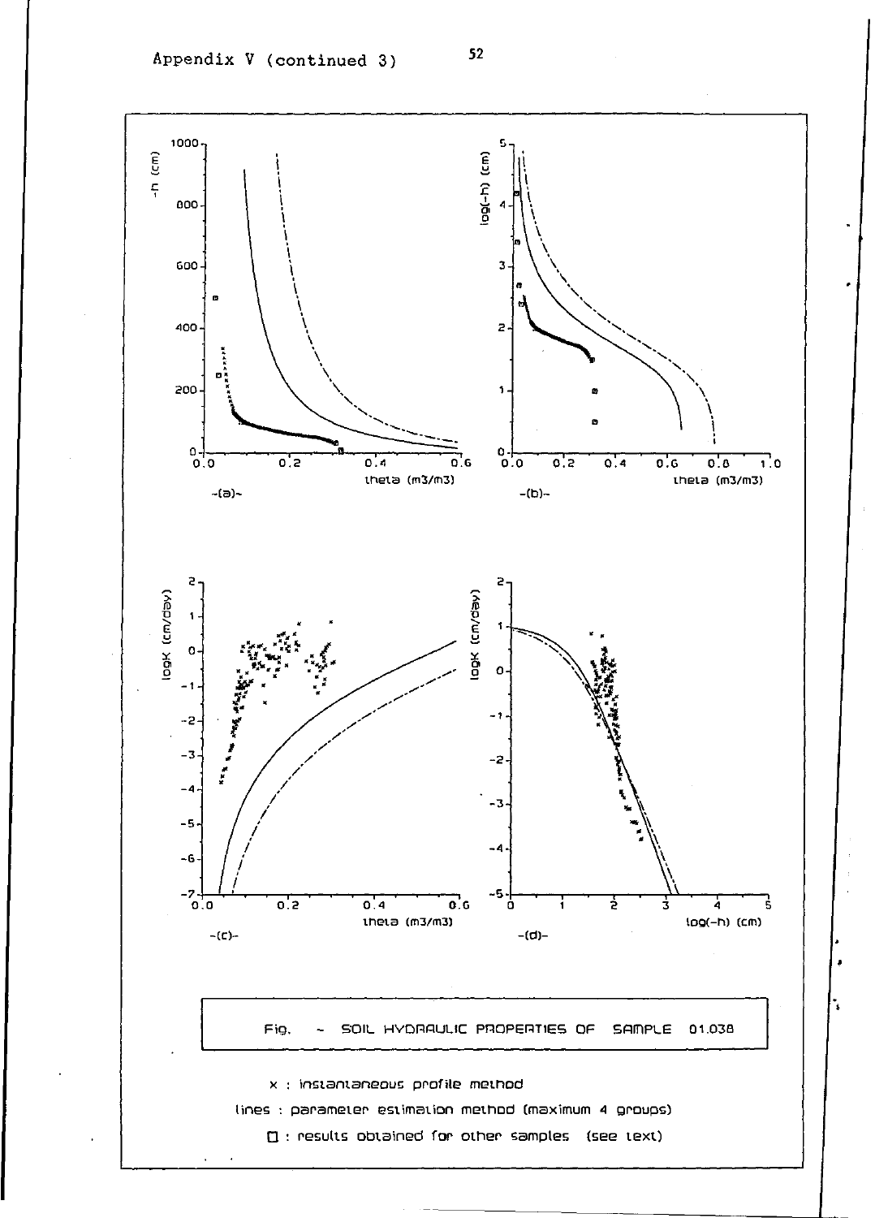Appendix V (continued 3)

-h (cm)

1000

800

600

400

200

0

0.0 0.2 0.4 0.6

theta (m3/m3)

-(a)-

log(-h) (cm)

5

4

3

2

1

0

0.0 0.2 0.4 0.6 0.8 1.0

theta (m3/m3)

-(b)-

logK (cm/day)

2

1

0

-1

-2

-3

-4

-5

-6

-7

0.0 0.2 0.4 0.6

theta (m3/m3)

-(c)-

logK (cm/day)

2

1

0

-1

-2

-3

-4

-5

0 1 2 3 4 5

log(-h) (cm)

-(d)-

Fig. - SOIL HYDRAULIC PROPERTIES OF SAMPLE 01.038

x : instantaneous profile method

lines : parameter estimation method (maximum 4 groups)

□ : results obtained for other samples (see text)